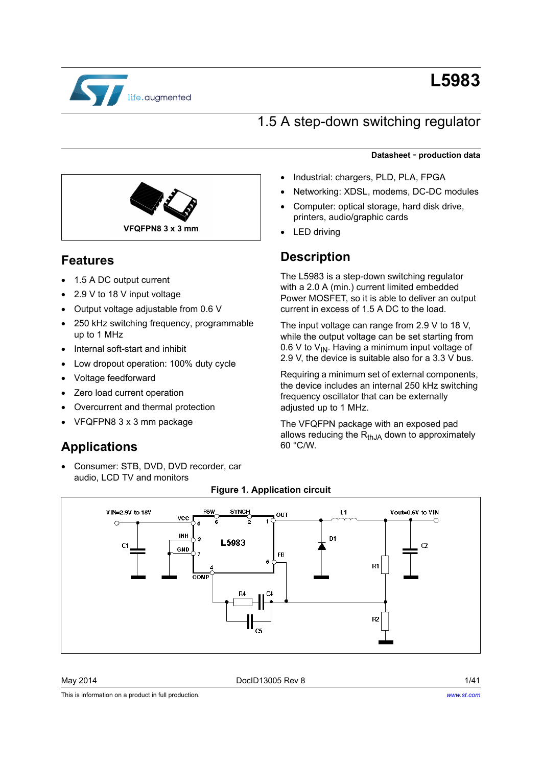# L5983

## 1.5 A step-down switching regulator

**Datasheet - production data**

VFQFPN8 3 x 3 mm

## Features

- 1.5 A DC output current
- 2.9 V to 18 V input voltage
- Output voltage adjustable from 0.6 V
- 250 kHz switching frequency, programmable up to 1 MHz
- Internal soft-start and inhibit
- Low dropout operation: 100% duty cycle
- Voltage feedforward
- Zero load current operation
- Overcurrent and thermal protection
- VFQFPN8 3 x 3 mm package

## Applications

- Consumer: STB, DVD, DVD recorder, car audio, LCD TV and monitors
- Industrial: chargers, PLD, PLA, FPGA
- Networking: XDSL, modems, DC-DC modules
- Computer: optical storage, hard disk drive, printers, audio/graphic cards
- LED driving

## Description

The L5983 is a step-down switching regulator with a 2.0 A (min.) current limited embedded Power MOSFET, so it is able to deliver an output current in excess of 1.5 A DC to the load.

The input voltage can range from 2.9 V to 18 V, while the output voltage can be set starting from 0.6 V to $V_{IN}$. Having a minimum input voltage of 2.9 V, the device is suitable also for a 3.3 V bus.

Requiring a minimum set of external components, the device includes an internal 250 kHz switching frequency oscillator that can be externally adjusted up to 1 MHz.

The VFQFPN package with an exposed pad allows reducing the $R_{thJA}$ down to approximately 60 °C/W.

**Figure 1. Application circuit**

May 2014 DocID13005 Rev 8

This is information on a product in full production. www.st.com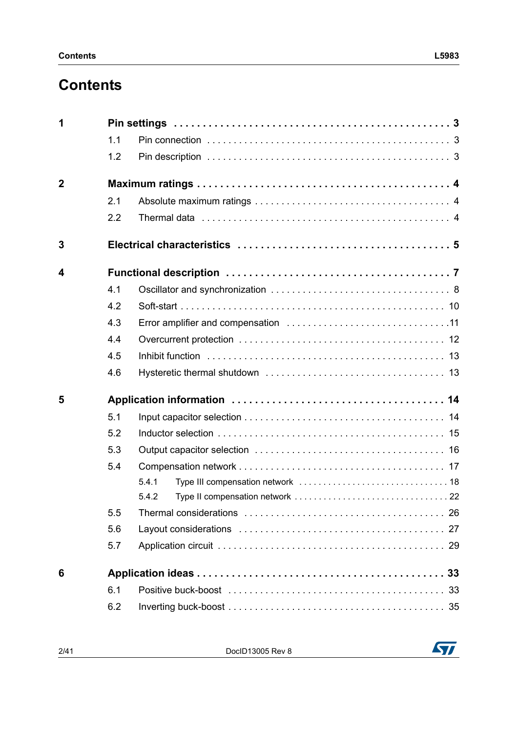# Contents

**1 Pin settings** . . . . . . . . . . . . . . . . . . . . . . . . . . . . . . . . . . . . . . . . . . . **3**

- 1.1 Pin connection . . . . . . . . . . . . . . . . . . . . . . . . . . . . . . . . . . . . . . . . . . . 3
- 1.2 Pin description . . . . . . . . . . . . . . . . . . . . . . . . . . . . . . . . . . . . . . . . . . . 3

**2 Maximum ratings** . . . . . . . . . . . . . . . . . . . . . . . . . . . . . . . . . . . . . . . . . **4**

- 2.1 Absolute maximum ratings . . . . . . . . . . . . . . . . . . . . . . . . . . . . . . . . . . . 4
- 2.2 Thermal data . . . . . . . . . . . . . . . . . . . . . . . . . . . . . . . . . . . . . . . . . . . . 4

**3 Electrical characteristics** . . . . . . . . . . . . . . . . . . . . . . . . . . . . . . . . . . . **5**

**4 Functional description** . . . . . . . . . . . . . . . . . . . . . . . . . . . . . . . . . . . . . **7**

- 4.1 Oscillator and synchronization . . . . . . . . . . . . . . . . . . . . . . . . . . . . . . . . 8
- 4.2 Soft-start . . . . . . . . . . . . . . . . . . . . . . . . . . . . . . . . . . . . . . . . . . . . . . 10
- 4.3 Error amplifier and compensation . . . . . . . . . . . . . . . . . . . . . . . . . . . . . . 11
- 4.4 Overcurrent protection . . . . . . . . . . . . . . . . . . . . . . . . . . . . . . . . . . . . . 12
- 4.5 Inhibit function . . . . . . . . . . . . . . . . . . . . . . . . . . . . . . . . . . . . . . . . . . 13
- 4.6 Hysteretic thermal shutdown . . . . . . . . . . . . . . . . . . . . . . . . . . . . . . . . . 13

**5 Application information** . . . . . . . . . . . . . . . . . . . . . . . . . . . . . . . . . . . **14**

- 5.1 Input capacitor selection . . . . . . . . . . . . . . . . . . . . . . . . . . . . . . . . . . . . 14
- 5.2 Inductor selection . . . . . . . . . . . . . . . . . . . . . . . . . . . . . . . . . . . . . . . . 15
- 5.3 Output capacitor selection . . . . . . . . . . . . . . . . . . . . . . . . . . . . . . . . . . 16
- 5.4 Compensation network . . . . . . . . . . . . . . . . . . . . . . . . . . . . . . . . . . . . . 17
  - 5.4.1 Type III compensation network . . . . . . . . . . . . . . . . . . . . . . . . . . . . 18
  - 5.4.2 Type II compensation network . . . . . . . . . . . . . . . . . . . . . . . . . . . . . 22
- 5.5 Thermal considerations . . . . . . . . . . . . . . . . . . . . . . . . . . . . . . . . . . . . 26
- 5.6 Layout considerations . . . . . . . . . . . . . . . . . . . . . . . . . . . . . . . . . . . . . 27
- 5.7 Application circuit . . . . . . . . . . . . . . . . . . . . . . . . . . . . . . . . . . . . . . . . 29

**6 Application ideas** . . . . . . . . . . . . . . . . . . . . . . . . . . . . . . . . . . . . . . . . **33**

- 6.1 Positive buck-boost . . . . . . . . . . . . . . . . . . . . . . . . . . . . . . . . . . . . . . . 33
- 6.2 Inverting buck-boost . . . . . . . . . . . . . . . . . . . . . . . . . . . . . . . . . . . . . . . 35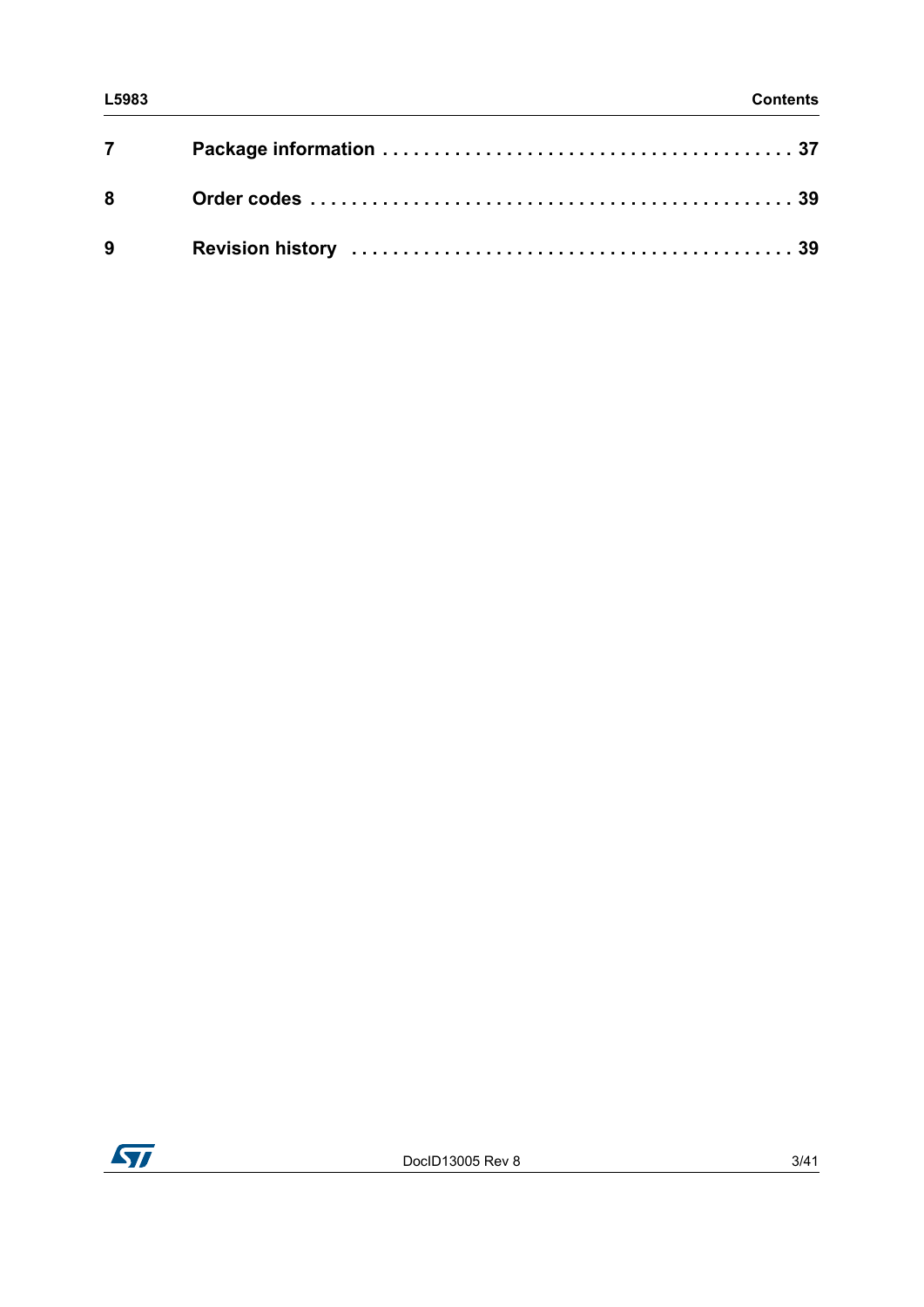7 Package information . . . . . . . . . . . . . . . . . . . . . . . . . . . . . . . . . . . . . . . 37

8 Order codes . . . . . . . . . . . . . . . . . . . . . . . . . . . . . . . . . . . . . . . . . . . . . . 39

9 Revision history . . . . . . . . . . . . . . . . . . . . . . . . . . . . . . . . . . . . . . . . . . 39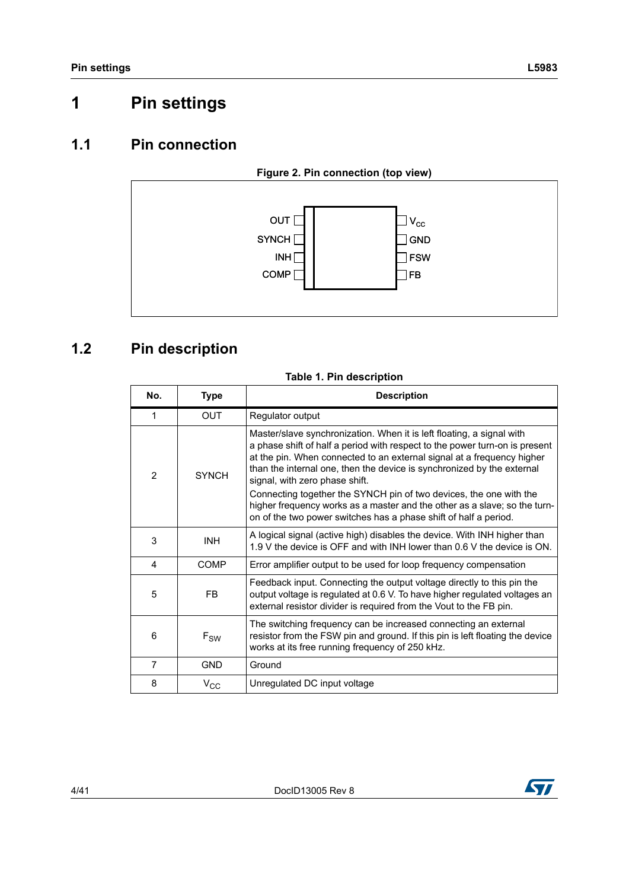# 1 Pin settings

## 1.1 Pin connection

**Figure 2. Pin connection (top view)**

OUT | $V_{CC}$
SYNCH | GND
INH | FSW
COMP | FB

## 1.2 Pin description

**Table 1. Pin description**

| No. | Type | Description |
|---|---|---|
| 1 | OUT | Regulator output |
| 2 | SYNCH | Master/slave synchronization. When it is left floating, a signal with a phase shift of half a period with respect to the power turn-on is present at the pin. When connected to an external signal at a frequency higher than the internal one, then the device is synchronized by the external signal, with zero phase shift.<br>Connecting together the SYNCH pin of two devices, the one with the higher frequency works as a master and the other as a slave; so the turn-on of the two power switches has a phase shift of half a period. |
| 3 | INH | A logical signal (active high) disables the device. With INH higher than 1.9 V the device is OFF and with INH lower than 0.6 V the device is ON. |
| 4 | COMP | Error amplifier output to be used for loop frequency compensation |
| 5 | FB | Feedback input. Connecting the output voltage directly to this pin the output voltage is regulated at 0.6 V. To have higher regulated voltages an external resistor divider is required from the Vout to the FB pin. |
| 6 | $F_{SW}$ | The switching frequency can be increased connecting an external resistor from the FSW pin and ground. If this pin is left floating the device works at its free running frequency of 250 kHz. |
| 7 | GND | Ground |
| 8 | $V_{CC}$ | Unregulated DC input voltage |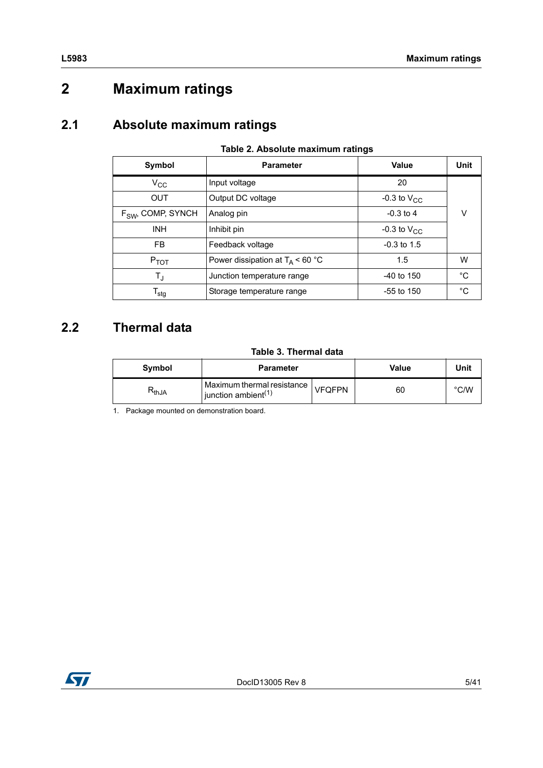# 2 Maximum ratings

## 2.1 Absolute maximum ratings

**Table 2. Absolute maximum ratings**

| Symbol | Parameter | Value | Unit |
|---|---|---|---|
| $V_{CC}$ | Input voltage | 20 | V |
| OUT | Output DC voltage | -0.3 to $V_{CC}$ | |
| $F_{SW}$, COMP, SYNCH | Analog pin | -0.3 to 4 | |
| INH | Inhibit pin | -0.3 to $V_{CC}$ | |
| FB | Feedback voltage | -0.3 to 1.5 | |
| $P_{TOT}$ | Power dissipation at $T_A$ < 60 °C | 1.5 | W |
| $T_J$ | Junction temperature range | -40 to 150 | °C |
| $T_{stg}$ | Storage temperature range | -55 to 150 | °C |

## 2.2 Thermal data

**Table 3. Thermal data**

| Symbol | Parameter | | Value | Unit |
|---|---|---|---|---|
| $R_{thJA}$ | Maximum thermal resistance junction ambient[(1)] | VFQFPN | 60 | °C/W |

1. Package mounted on demonstration board.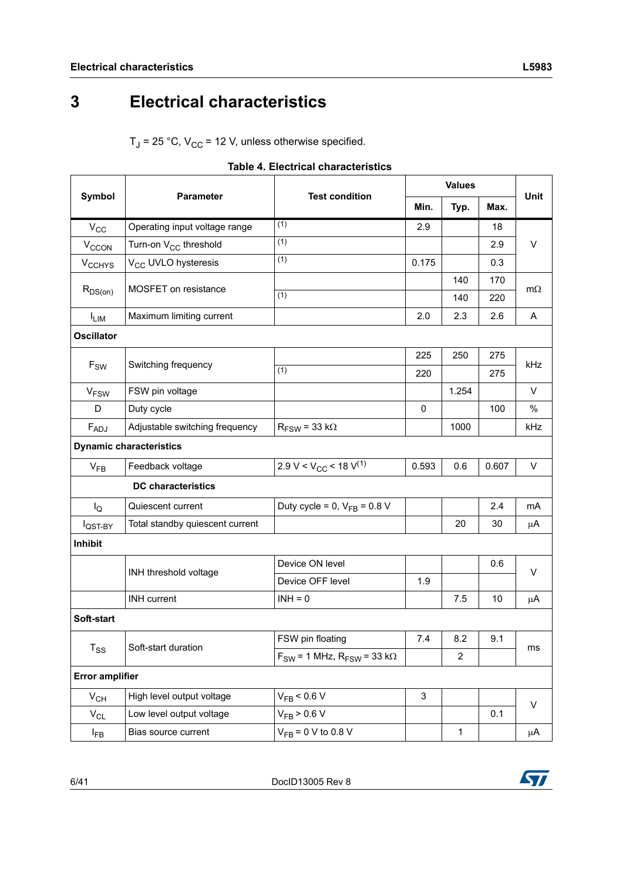# 3 Electrical characteristics

$T_J$ = 25 °C, $V_{CC}$ = 12 V, unless otherwise specified.

**Table 4. Electrical characteristics**

| Symbol | Parameter | Test condition | Values | | | Unit |
|---|---|---|---|---|---|---|
| | | | Min. | Typ. | Max. | |
| $V_{CC}$ | Operating input voltage range | (1) | 2.9 | | 18 | V |
| $V_{CCON}$ | Turn-on $V_{CC}$ threshold | (1) | | | 2.9 | V |
| $V_{CCHYS}$ | $V_{CC}$ UVLO hysteresis | (1) | 0.175 | | 0.3 | V |
| $R_{DS(on)}$ | MOSFET on resistance | | | 140 | 170 | mΩ |
| | | (1) | | 140 | 220 | mΩ |
| $I_{LIM}$ | Maximum limiting current | | 2.0 | 2.3 | 2.6 | A |
| **Oscillator** | | | | | | |
| $F_{SW}$ | Switching frequency | | 225 | 250 | 275 | kHz |
| | | (1) | 220 | | 275 | kHz |
| $V_{FSW}$ | FSW pin voltage | | | 1.254 | | V |
| D | Duty cycle | | 0 | | 100 | % |
| $F_{ADJ}$ | Adjustable switching frequency | $R_{FSW}$ = 33 kΩ | | 1000 | | kHz |
| **Dynamic characteristics** | | | | | | |
| $V_{FB}$ | Feedback voltage | 2.9 V < $V_{CC}$ < 18 V(1) | 0.593 | 0.6 | 0.607 | V |
| | **DC characteristics** | | | | | |
| $I_Q$ | Quiescent current | Duty cycle = 0, $V_{FB}$ = 0.8 V | | | 2.4 | mA |
| $I_{QST-BY}$ | Total standby quiescent current | | | 20 | 30 | µA |
| **Inhibit** | | | | | | |
| | INH threshold voltage | Device ON level | | | 0.6 | V |
| | | Device OFF level | 1.9 | | | V |
| | INH current | INH = 0 | | 7.5 | 10 | µA |
| **Soft-start** | | | | | | |
| $T_{SS}$ | Soft-start duration | FSW pin floating | 7.4 | 8.2 | 9.1 | ms |
| | | $F_{SW}$ = 1 MHz, $R_{FSW}$ = 33 kΩ | | 2 | | ms |
| **Error amplifier** | | | | | | |
| $V_{CH}$ | High level output voltage | $V_{FB}$ < 0.6 V | 3 | | | V |
| $V_{CL}$ | Low level output voltage | $V_{FB}$ > 0.6 V | | | 0.1 | V |
| $I_{FB}$ | Bias source current | $V_{FB}$ = 0 V to 0.8 V | | 1 | | µA |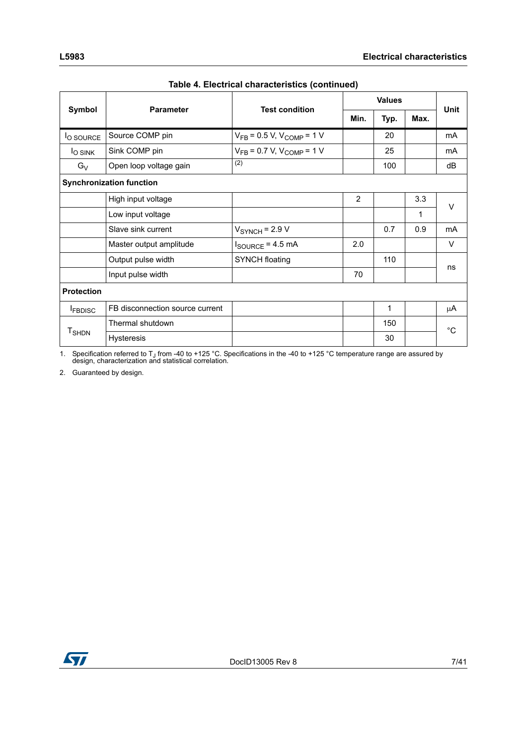Table 4. Electrical characteristics (continued)

| Symbol | Parameter | Test condition | Values | | | Unit |
|---|---|---|---|---|---|---|
| | | | Min. | Typ. | Max. | |
| $I_{O\ SOURCE}$ | Source COMP pin | $V_{FB}$ = 0.5 V, $V_{COMP}$ = 1 V | | 20 | | mA |
| $I_{O\ SINK}$ | Sink COMP pin | $V_{FB}$ = 0.7 V, $V_{COMP}$ = 1 V | | 25 | | mA |
| $G_V$ | Open loop voltage gain | (2) | | 100 | | dB |
| **Synchronization function** | | | | | | |
| | High input voltage | | 2 | | 3.3 | V |
| | Low input voltage | | | | 1 | V |
| | Slave sink current | $V_{SYNCH}$ = 2.9 V | | 0.7 | 0.9 | mA |
| | Master output amplitude | $I_{SOURCE}$ = 4.5 mA | 2.0 | | | V |
| | Output pulse width | SYNCH floating | | 110 | | ns |
| | Input pulse width | | 70 | | | ns |
| **Protection** | | | | | | |
| $I_{FBDISC}$ | FB disconnection source current | | | 1 | | µA |
| $T_{SHDN}$ | Thermal shutdown | | | 150 | | °C |
| | Hysteresis | | | 30 | | °C |

1. Specification referred to $T_J$ from -40 to +125 °C. Specifications in the -40 to +125 °C temperature range are assured by design, characterization and statistical correlation.

2. Guaranteed by design.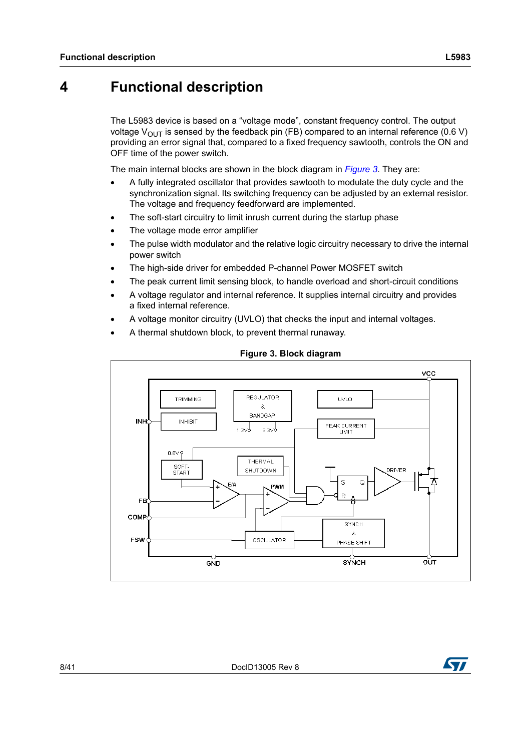# 4 Functional description

The L5983 device is based on a "voltage mode", constant frequency control. The output voltage $V_{OUT}$ is sensed by the feedback pin (FB) compared to an internal reference (0.6 V) providing an error signal that, compared to a fixed frequency sawtooth, controls the ON and OFF time of the power switch.

The main internal blocks are shown in the block diagram in *Figure 3*. They are:

- A fully integrated oscillator that provides sawtooth to modulate the duty cycle and the synchronization signal. Its switching frequency can be adjusted by an external resistor. The voltage and frequency feedforward are implemented.
- The soft-start circuitry to limit inrush current during the startup phase
- The voltage mode error amplifier
- The pulse width modulator and the relative logic circuitry necessary to drive the internal power switch
- The high-side driver for embedded P-channel Power MOSFET switch
- The peak current limit sensing block, to handle overload and short-circuit conditions
- A voltage regulator and internal reference. It supplies internal circuitry and provides a fixed internal reference.
- A voltage monitor circuitry (UVLO) that checks the input and internal voltages.
- A thermal shutdown block, to prevent thermal runaway.

**Figure 3. Block diagram**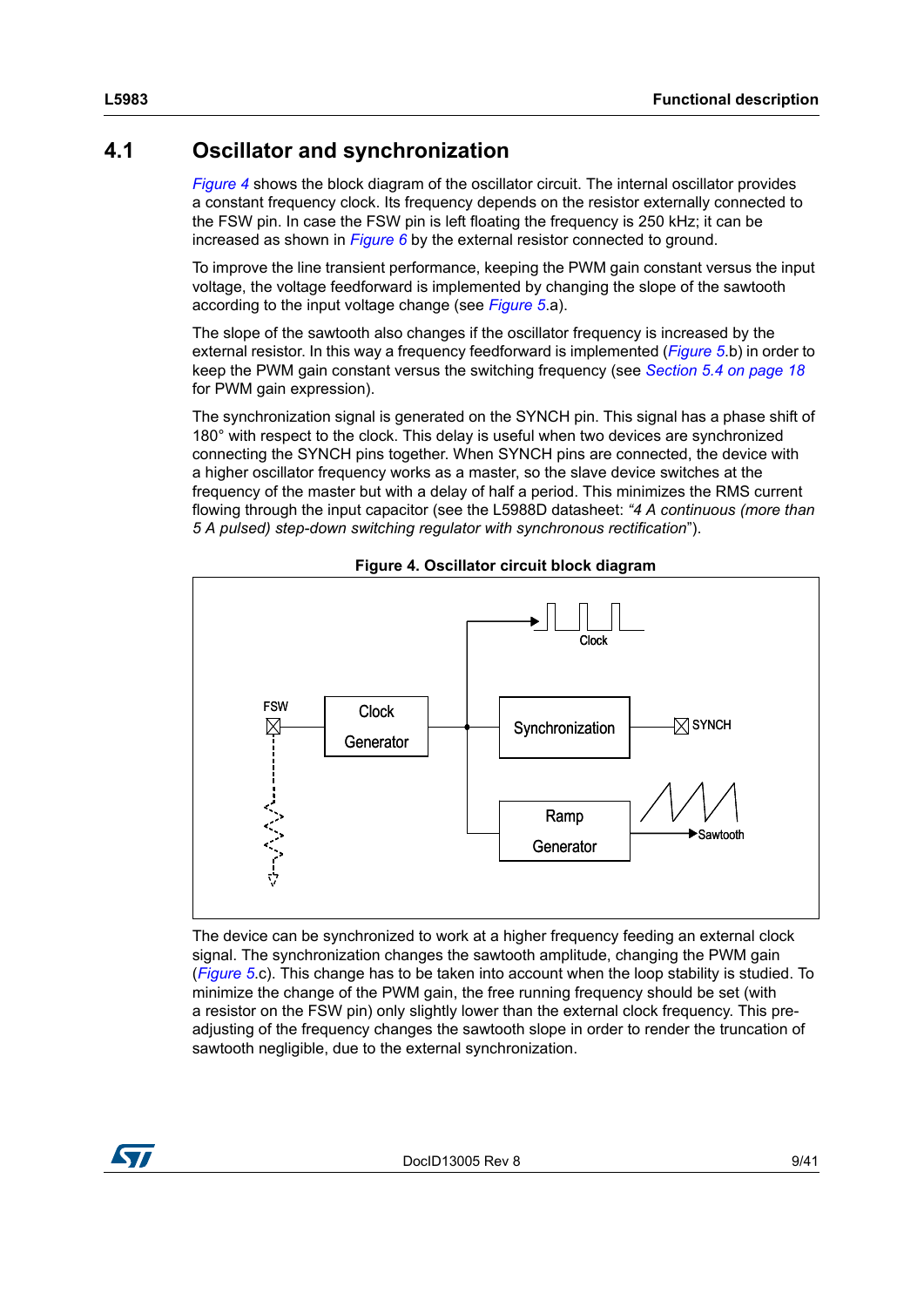## 4.1 Oscillator and synchronization

*Figure 4* shows the block diagram of the oscillator circuit. The internal oscillator provides a constant frequency clock. Its frequency depends on the resistor externally connected to the FSW pin. In case the FSW pin is left floating the frequency is 250 kHz; it can be increased as shown in *Figure 6* by the external resistor connected to ground.

To improve the line transient performance, keeping the PWM gain constant versus the input voltage, the voltage feedforward is implemented by changing the slope of the sawtooth according to the input voltage change (see *Figure 5*.a).

The slope of the sawtooth also changes if the oscillator frequency is increased by the external resistor. In this way a frequency feedforward is implemented (*Figure 5*.b) in order to keep the PWM gain constant versus the switching frequency (see *Section 5.4 on page 18* for PWM gain expression).

The synchronization signal is generated on the SYNCH pin. This signal has a phase shift of 180° with respect to the clock. This delay is useful when two devices are synchronized connecting the SYNCH pins together. When SYNCH pins are connected, the device with a higher oscillator frequency works as a master, so the slave device switches at the frequency of the master but with a delay of half a period. This minimizes the RMS current flowing through the input capacitor (see the L5988D datasheet: *"4 A continuous (more than 5 A pulsed) step-down switching regulator with synchronous rectification"*).

**Figure 4. Oscillator circuit block diagram**

The device can be synchronized to work at a higher frequency feeding an external clock signal. The synchronization changes the sawtooth amplitude, changing the PWM gain (*Figure 5*.c). This change has to be taken into account when the loop stability is studied. To minimize the change of the PWM gain, the free running frequency should be set (with a resistor on the FSW pin) only slightly lower than the external clock frequency. This pre-adjusting of the frequency changes the sawtooth slope in order to render the truncation of sawtooth negligible, due to the external synchronization.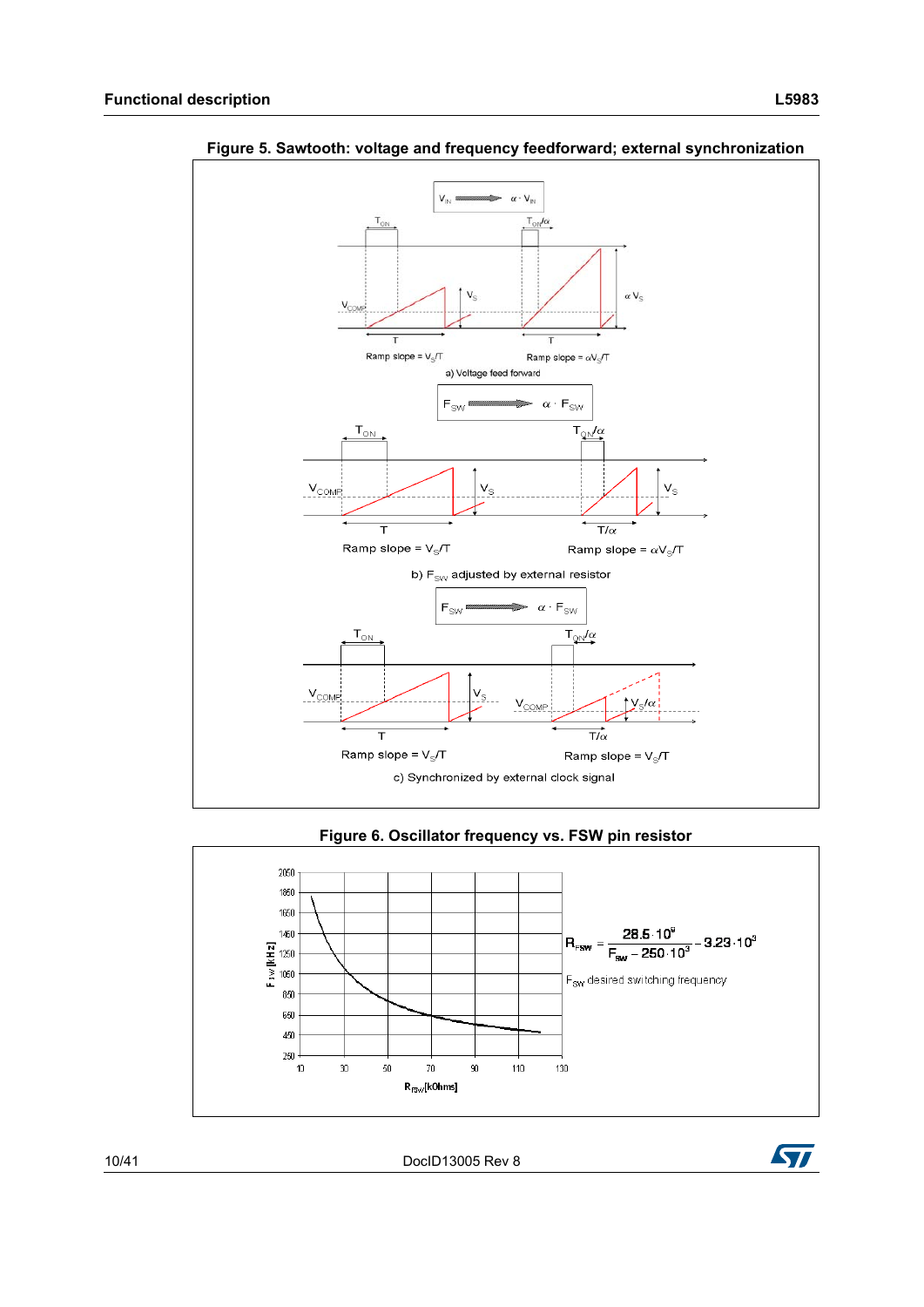**Figure 5. Sawtooth: voltage and frequency feedforward; external synchronization**

a) Voltage feed forward

b) $F_{SW}$ adjusted by external resistor

c) Synchronized by external clock signal

**Figure 6. Oscillator frequency vs. FSW pin resistor**

$$R_{FSW} = \frac{28.5 \cdot 10^9}{F_{sw} - 250 \cdot 10^3} - 3.23 \cdot 10^3$$

$F_{SW}$ desired switching frequency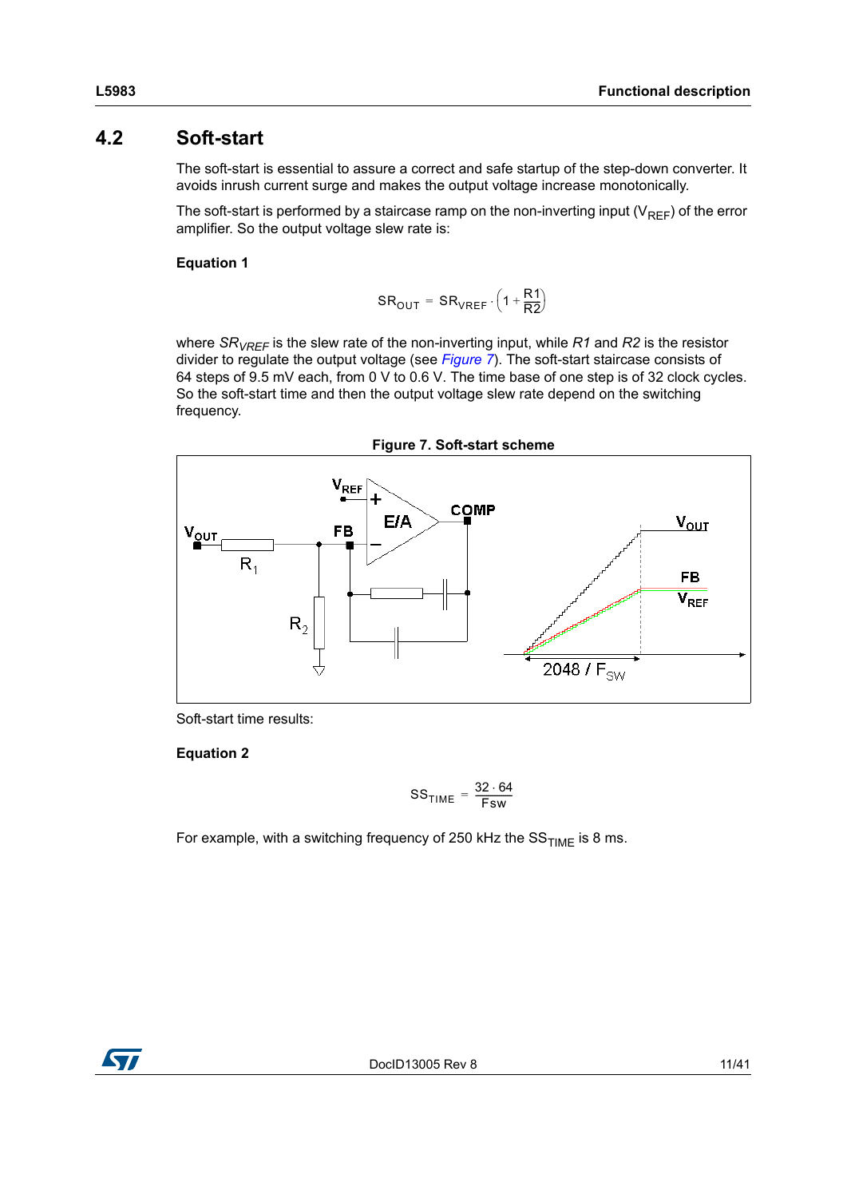## 4.2 Soft-start

The soft-start is essential to assure a correct and safe startup of the step-down converter. It avoids inrush current surge and makes the output voltage increase monotonically.

The soft-start is performed by a staircase ramp on the non-inverting input ($V_{REF}$) of the error amplifier. So the output voltage slew rate is:

**Equation 1**

$$SR_{OUT} = SR_{VREF} \cdot \left(1 + \frac{R1}{R2}\right)$$

where $SR_{VREF}$ is the slew rate of the non-inverting input, while $R1$ and $R2$ is the resistor divider to regulate the output voltage (see *Figure 7*). The soft-start staircase consists of 64 steps of 9.5 mV each, from 0 V to 0.6 V. The time base of one step is of 32 clock cycles. So the soft-start time and then the output voltage slew rate depend on the switching frequency.

**Figure 7. Soft-start scheme**

Soft-start time results:

**Equation 2**

$$SS_{TIME} = \frac{32 \cdot 64}{Fsw}$$

For example, with a switching frequency of 250 kHz the $SS_{TIME}$ is 8 ms.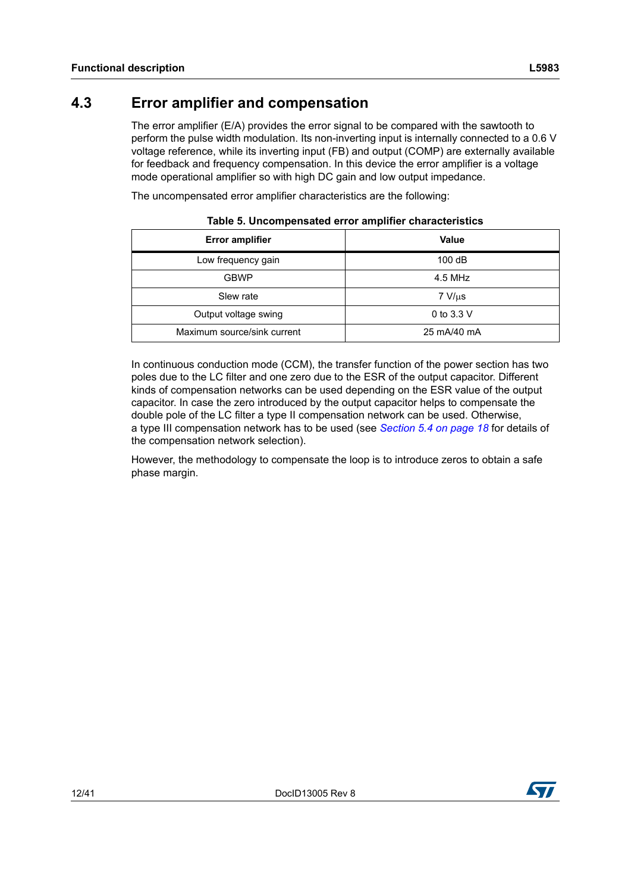## 4.3 Error amplifier and compensation

The error amplifier (E/A) provides the error signal to be compared with the sawtooth to perform the pulse width modulation. Its non-inverting input is internally connected to a 0.6 V voltage reference, while its inverting input (FB) and output (COMP) are externally available for feedback and frequency compensation. In this device the error amplifier is a voltage mode operational amplifier so with high DC gain and low output impedance.

The uncompensated error amplifier characteristics are the following:

**Table 5. Uncompensated error amplifier characteristics**

| Error amplifier | Value |
|---|---|
| Low frequency gain | 100 dB |
| GBWP | 4.5 MHz |
| Slew rate | 7 V/µs |
| Output voltage swing | 0 to 3.3 V |
| Maximum source/sink current | 25 mA/40 mA |

In continuous conduction mode (CCM), the transfer function of the power section has two poles due to the LC filter and one zero due to the ESR of the output capacitor. Different kinds of compensation networks can be used depending on the ESR value of the output capacitor. In case the zero introduced by the output capacitor helps to compensate the double pole of the LC filter a type II compensation network can be used. Otherwise, a type III compensation network has to be used (see *Section 5.4 on page 18* for details of the compensation network selection).

However, the methodology to compensate the loop is to introduce zeros to obtain a safe phase margin.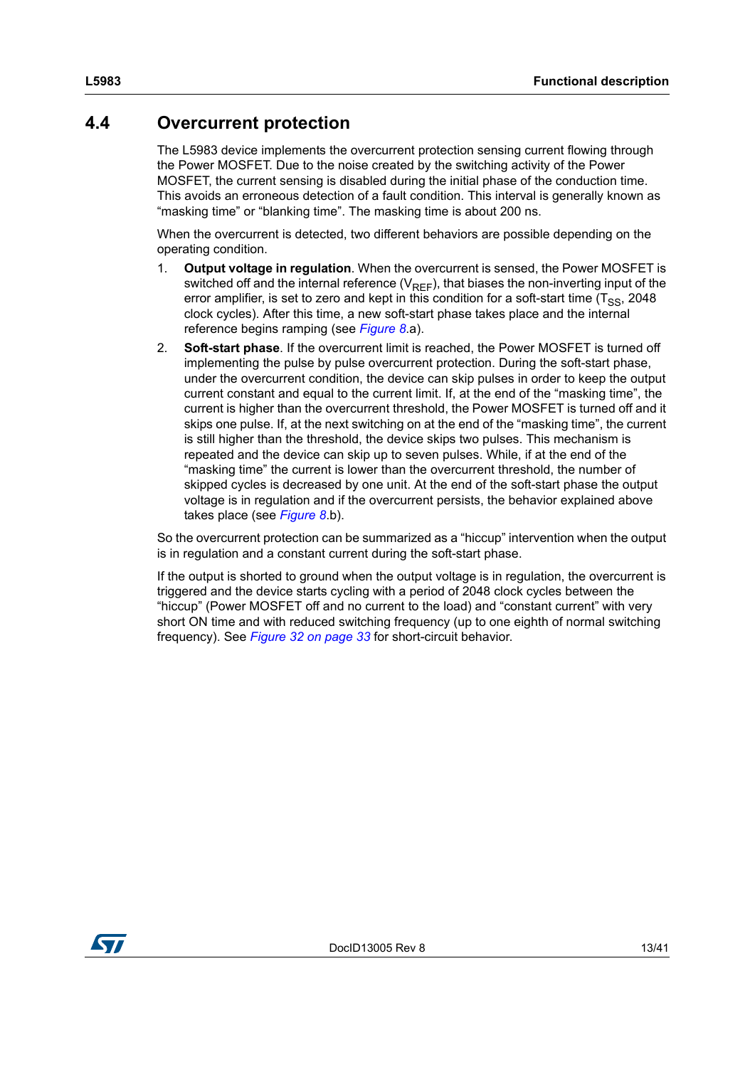## 4.4 Overcurrent protection

The L5983 device implements the overcurrent protection sensing current flowing through the Power MOSFET. Due to the noise created by the switching activity of the Power MOSFET, the current sensing is disabled during the initial phase of the conduction time. This avoids an erroneous detection of a fault condition. This interval is generally known as “masking time” or “blanking time”. The masking time is about 200 ns.

When the overcurrent is detected, two different behaviors are possible depending on the operating condition.

1. **Output voltage in regulation**. When the overcurrent is sensed, the Power MOSFET is switched off and the internal reference ($V_{REF}$), that biases the non-inverting input of the error amplifier, is set to zero and kept in this condition for a soft-start time ($T_{SS}$, 2048 clock cycles). After this time, a new soft-start phase takes place and the internal reference begins ramping (see *Figure 8*.a).
2. **Soft-start phase**. If the overcurrent limit is reached, the Power MOSFET is turned off implementing the pulse by pulse overcurrent protection. During the soft-start phase, under the overcurrent condition, the device can skip pulses in order to keep the output current constant and equal to the current limit. If, at the end of the “masking time”, the current is higher than the overcurrent threshold, the Power MOSFET is turned off and it skips one pulse. If, at the next switching on at the end of the “masking time”, the current is still higher than the threshold, the device skips two pulses. This mechanism is repeated and the device can skip up to seven pulses. While, if at the end of the “masking time” the current is lower than the overcurrent threshold, the number of skipped cycles is decreased by one unit. At the end of the soft-start phase the output voltage is in regulation and if the overcurrent persists, the behavior explained above takes place (see *Figure 8*.b).

So the overcurrent protection can be summarized as a “hiccup” intervention when the output is in regulation and a constant current during the soft-start phase.

If the output is shorted to ground when the output voltage is in regulation, the overcurrent is triggered and the device starts cycling with a period of 2048 clock cycles between the “hiccup” (Power MOSFET off and no current to the load) and “constant current” with very short ON time and with reduced switching frequency (up to one eighth of normal switching frequency). See *Figure 32 on page 33* for short-circuit behavior.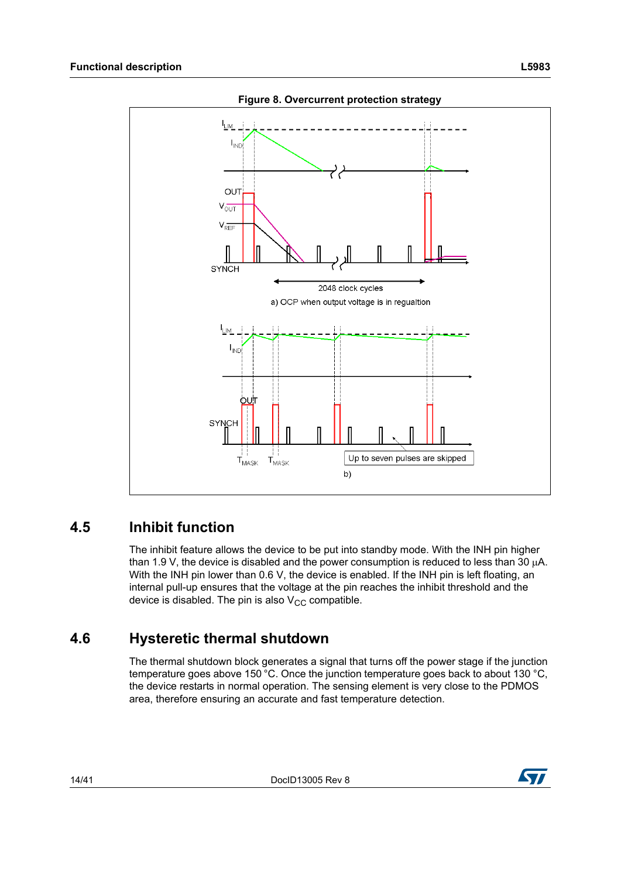**Figure 8. Overcurrent protection strategy**

## 4.5 Inhibit function

The inhibit feature allows the device to be put into standby mode. With the INH pin higher than 1.9 V, the device is disabled and the power consumption is reduced to less than 30 µA. With the INH pin lower than 0.6 V, the device is enabled. If the INH pin is left floating, an internal pull-up ensures that the voltage at the pin reaches the inhibit threshold and the device is disabled. The pin is also $V_{CC}$ compatible.

## 4.6 Hysteretic thermal shutdown

The thermal shutdown block generates a signal that turns off the power stage if the junction temperature goes above 150 °C. Once the junction temperature goes back to about 130 °C, the device restarts in normal operation. The sensing element is very close to the PDMOS area, therefore ensuring an accurate and fast temperature detection.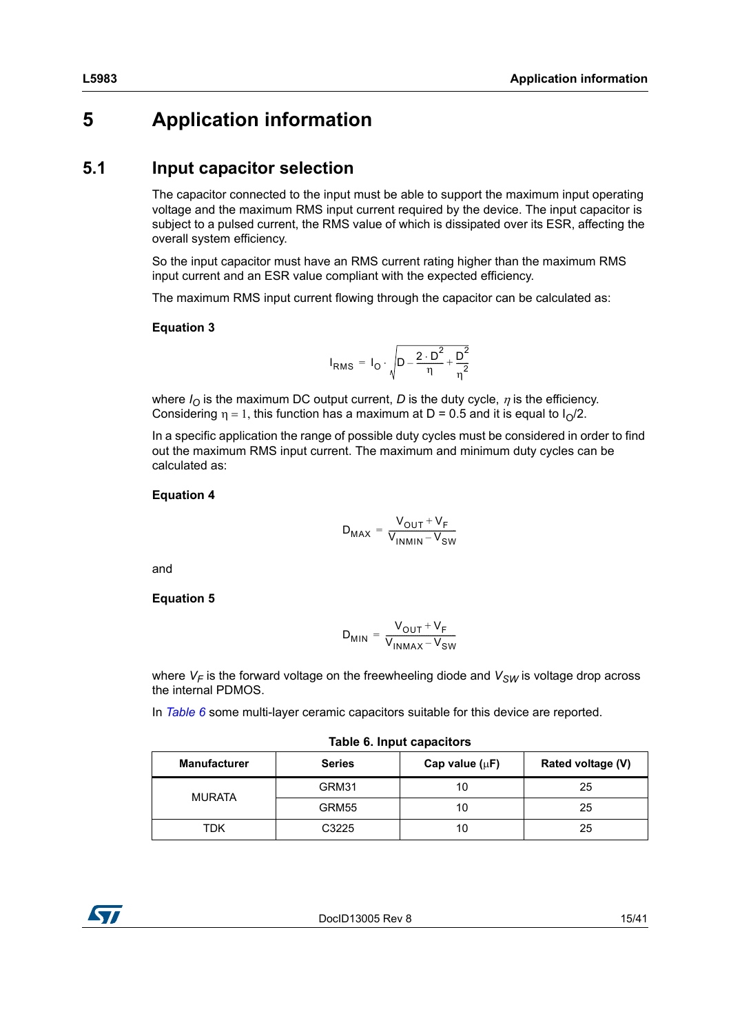// Page 15 of 41
# 5 Application information

## 5.1 Input capacitor selection

The capacitor connected to the input must be able to support the maximum input operating voltage and the maximum RMS input current required by the device. The input capacitor is subject to a pulsed current, the RMS value of which is dissipated over its ESR, affecting the overall system efficiency.

So the input capacitor must have an RMS current rating higher than the maximum RMS input current and an ESR value compliant with the expected efficiency.

The maximum RMS input current flowing through the capacitor can be calculated as:

**Equation 3**

$$I_{RMS} = I_O \cdot \sqrt{D - \frac{2 \cdot D^2}{\eta} + \frac{D^2}{\eta^2}}$$

where $I_O$ is the maximum DC output current, $D$ is the duty cycle, $\eta$ is the efficiency. Considering $\eta = 1$, this function has a maximum at D = 0.5 and it is equal to $I_O/2$.

In a specific application the range of possible duty cycles must be considered in order to find out the maximum RMS input current. The maximum and minimum duty cycles can be calculated as:

**Equation 4**

$$D_{MAX} = \frac{V_{OUT} + V_F}{V_{INMIN} - V_{SW}}$$

and

**Equation 5**

$$D_{MIN} = \frac{V_{OUT} + V_F}{V_{INMAX} - V_{SW}}$$

where $V_F$ is the forward voltage on the freewheeling diode and $V_{SW}$ is voltage drop across the internal PDMOS.

In Table 6 some multi-layer ceramic capacitors suitable for this device are reported.

**Table 6. Input capacitors**

| Manufacturer | Series | Cap value (µF) | Rated voltage (V) |
|---|---|---|---|
| MURATA | GRM31 | 10 | 25 |
| | GRM55 | 10 | 25 |
| TDK | C3225 | 10 | 25 |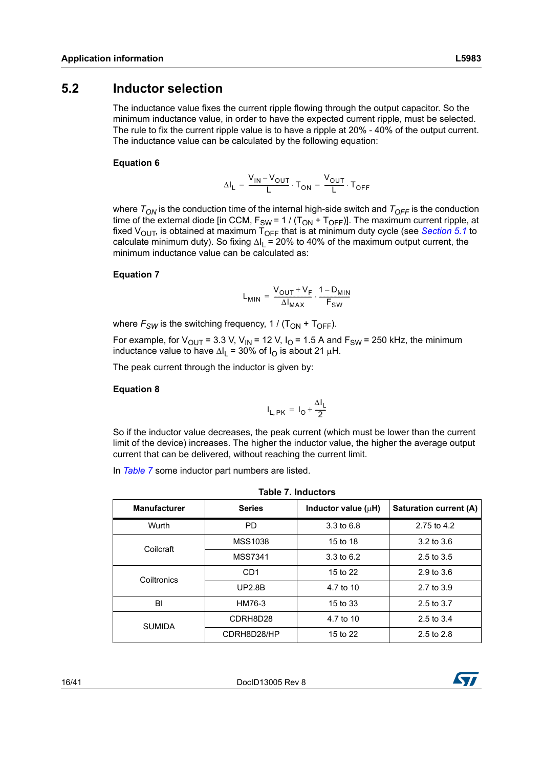## 5.2 Inductor selection

The inductance value fixes the current ripple flowing through the output capacitor. So the minimum inductance value, in order to have the expected current ripple, must be selected. The rule to fix the current ripple value is to have a ripple at 20% - 40% of the output current. The inductance value can be calculated by the following equation:

**Equation 6**

$$\Delta I_L = \frac{V_{IN} - V_{OUT}}{L} \cdot T_{ON} = \frac{V_{OUT}}{L} \cdot T_{OFF}$$

where $T_{ON}$ is the conduction time of the internal high-side switch and $T_{OFF}$ is the conduction time of the external diode [in CCM, $F_{SW} = 1 / (T_{ON} + T_{OFF})$]. The maximum current ripple, at fixed $V_{OUT}$, is obtained at maximum $T_{OFF}$ that is at minimum duty cycle (see *Section 5.1* to calculate minimum duty). So fixing $\Delta I_L$ = 20% to 40% of the maximum output current, the minimum inductance value can be calculated as:

**Equation 7**

$$L_{MIN} = \frac{V_{OUT} + V_F}{\Delta I_{MAX}} \cdot \frac{1 - D_{MIN}}{F_{SW}}$$

where $F_{SW}$ is the switching frequency, $1 / (T_{ON} + T_{OFF})$.

For example, for $V_{OUT}$ = 3.3 V, $V_{IN}$ = 12 V, $I_O$ = 1.5 A and $F_{SW}$ = 250 kHz, the minimum inductance value to have $\Delta I_L$ = 30% of $I_O$ is about 21 µH.

The peak current through the inductor is given by:

**Equation 8**

$$I_{L,PK} = I_O + \frac{\Delta I_L}{2}$$

So if the inductor value decreases, the peak current (which must be lower than the current limit of the device) increases. The higher the inductor value, the higher the average output current that can be delivered, without reaching the current limit.

In *Table 7* some inductor part numbers are listed.

**Table 7. Inductors**

| Manufacturer | Series | Inductor value (µH) | Saturation current (A) |
|---|---|---|---|
| Wurth | PD | 3.3 to 6.8 | 2.75 to 4.2 |
| Coilcraft | MSS1038 | 15 to 18 | 3.2 to 3.6 |
| | MSS7341 | 3.3 to 6.2 | 2.5 to 3.5 |
| Coiltronics | CD1 | 15 to 22 | 2.9 to 3.6 |
| | UP2.8B | 4.7 to 10 | 2.7 to 3.9 |
| BI | HM76-3 | 15 to 33 | 2.5 to 3.7 |
| SUMIDA | CDRH8D28 | 4.7 to 10 | 2.5 to 3.4 |
| | CDRH8D28/HP | 15 to 22 | 2.5 to 2.8 |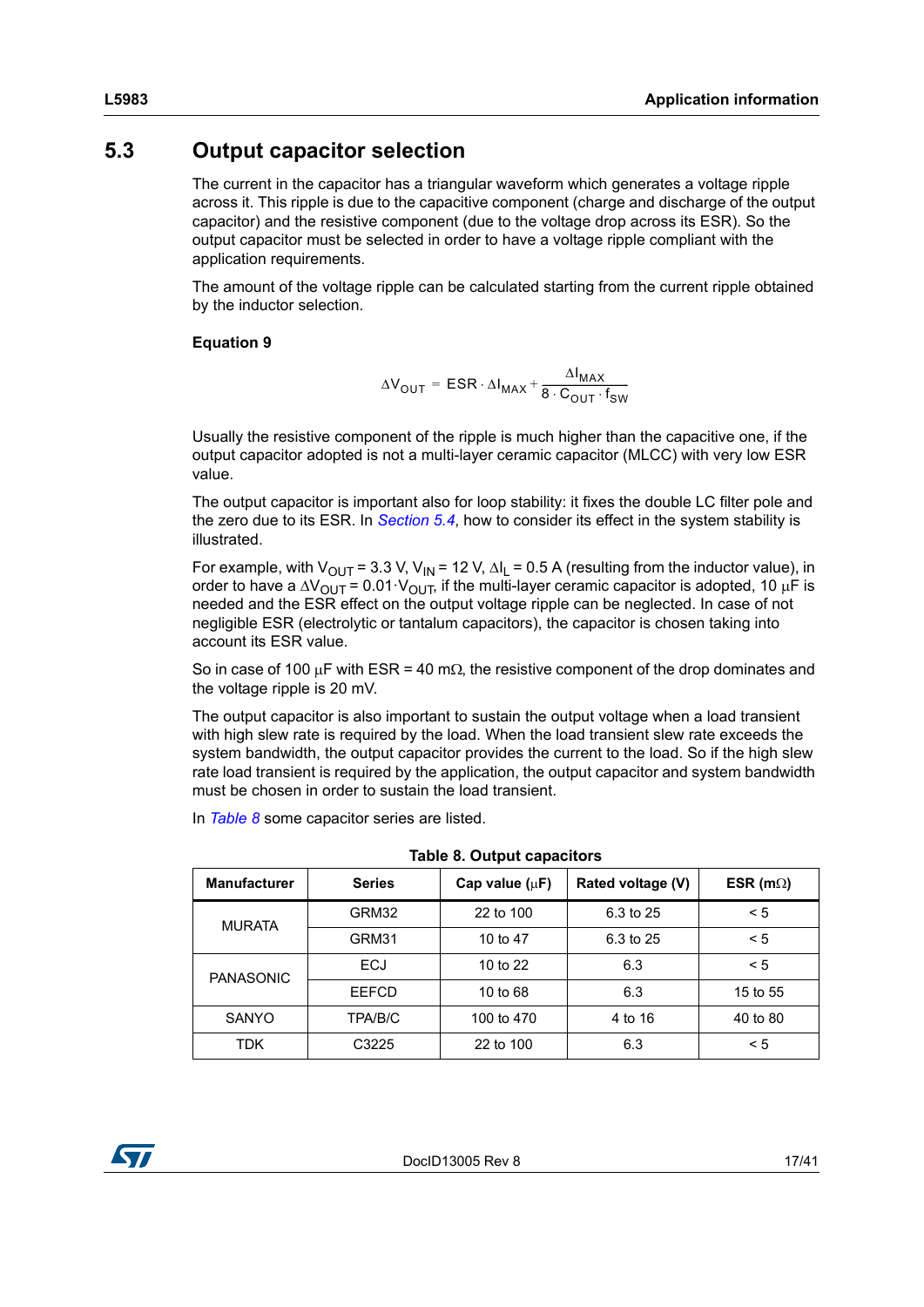## 5.3 Output capacitor selection

The current in the capacitor has a triangular waveform which generates a voltage ripple across it. This ripple is due to the capacitive component (charge and discharge of the output capacitor) and the resistive component (due to the voltage drop across its ESR). So the output capacitor must be selected in order to have a voltage ripple compliant with the application requirements.

The amount of the voltage ripple can be calculated starting from the current ripple obtained by the inductor selection.

**Equation 9**

$$\Delta V_{OUT} = ESR \cdot \Delta I_{MAX} + \frac{\Delta I_{MAX}}{8 \cdot C_{OUT} \cdot f_{SW}}$$

Usually the resistive component of the ripple is much higher than the capacitive one, if the output capacitor adopted is not a multi-layer ceramic capacitor (MLCC) with very low ESR value.

The output capacitor is important also for loop stability: it fixes the double LC filter pole and the zero due to its ESR. In *Section 5.4*, how to consider its effect in the system stability is illustrated.

For example, with $V_{OUT}$ = 3.3 V, $V_{IN}$ = 12 V, $\Delta I_L$ = 0.5 A (resulting from the inductor value), in order to have a $\Delta V_{OUT} = 0.01 \cdot V_{OUT}$, if the multi-layer ceramic capacitor is adopted, 10 µF is needed and the ESR effect on the output voltage ripple can be neglected. In case of not negligible ESR (electrolytic or tantalum capacitors), the capacitor is chosen taking into account its ESR value.

So in case of 100 µF with ESR = 40 mΩ, the resistive component of the drop dominates and the voltage ripple is 20 mV.

The output capacitor is also important to sustain the output voltage when a load transient with high slew rate is required by the load. When the load transient slew rate exceeds the system bandwidth, the output capacitor provides the current to the load. So if the high slew rate load transient is required by the application, the output capacitor and system bandwidth must be chosen in order to sustain the load transient.

In *Table 8* some capacitor series are listed.

**Table 8. Output capacitors**

| Manufacturer | Series | Cap value (µF) | Rated voltage (V) | ESR (mΩ) |
|---|---|---|---|---|
| MURATA | GRM32 | 22 to 100 | 6.3 to 25 | < 5 |
| | GRM31 | 10 to 47 | 6.3 to 25 | < 5 |
| PANASONIC | ECJ | 10 to 22 | 6.3 | < 5 |
| | EEFCD | 10 to 68 | 6.3 | 15 to 55 |
| SANYO | TPA/B/C | 100 to 470 | 4 to 16 | 40 to 80 |
| TDK | C3225 | 22 to 100 | 6.3 | < 5 |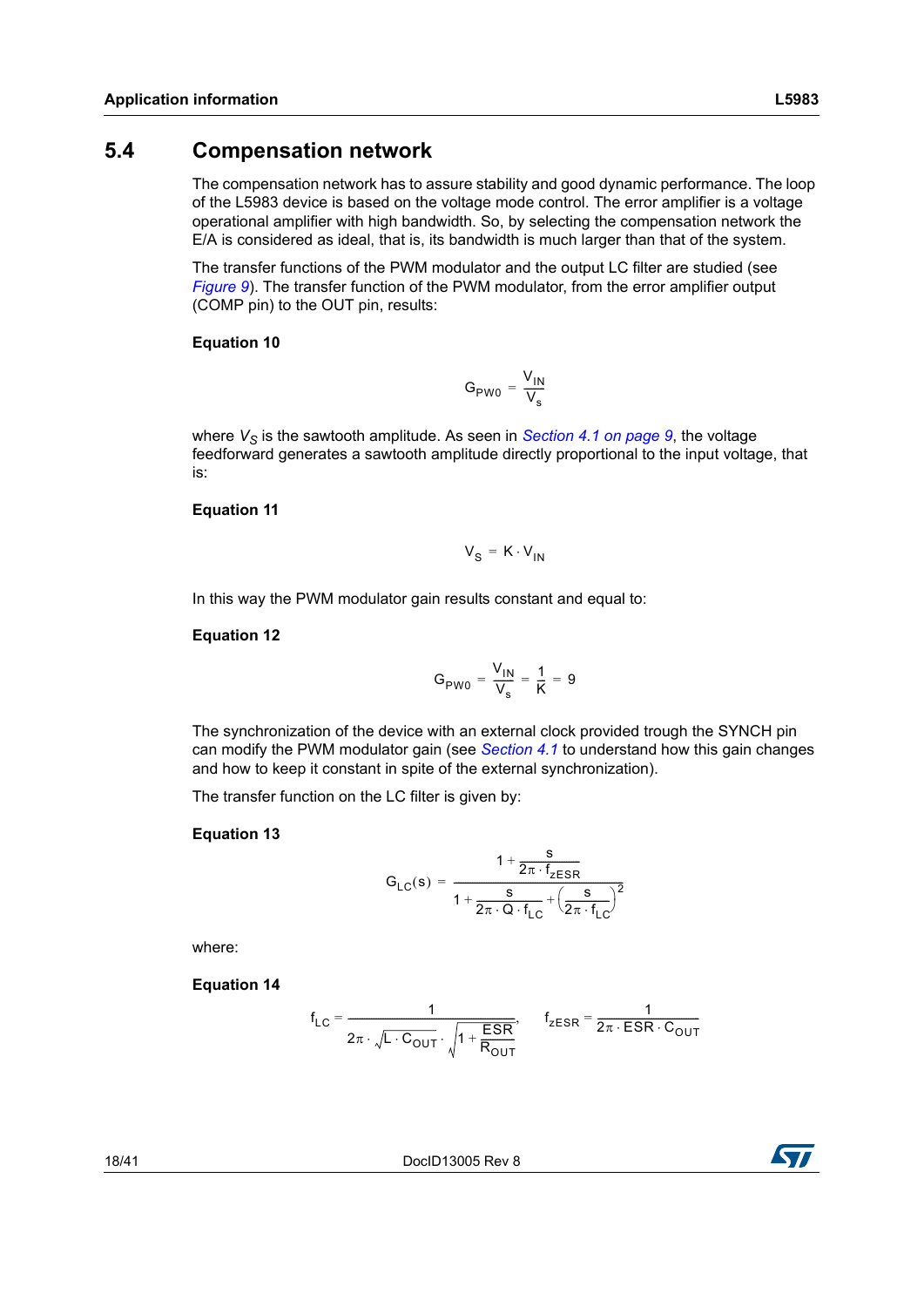## 5.4 Compensation network

The compensation network has to assure stability and good dynamic performance. The loop of the L5983 device is based on the voltage mode control. The error amplifier is a voltage operational amplifier with high bandwidth. So, by selecting the compensation network the E/A is considered as ideal, that is, its bandwidth is much larger than that of the system.

The transfer functions of the PWM modulator and the output LC filter are studied (see *Figure 9*). The transfer function of the PWM modulator, from the error amplifier output (COMP pin) to the OUT pin, results:

**Equation 10**

$$G_{PW0} = \frac{V_{IN}}{V_s}$$

where $V_S$ is the sawtooth amplitude. As seen in *Section 4.1 on page 9*, the voltage feedforward generates a sawtooth amplitude directly proportional to the input voltage, that is:

**Equation 11**

$$V_S = K \cdot V_{IN}$$

In this way the PWM modulator gain results constant and equal to:

**Equation 12**

$$G_{PW0} = \frac{V_{IN}}{V_s} = \frac{1}{K} = 9$$

The synchronization of the device with an external clock provided trough the SYNCH pin can modify the PWM modulator gain (see *Section 4.1* to understand how this gain changes and how to keep it constant in spite of the external synchronization).

The transfer function on the LC filter is given by:

**Equation 13**

$$G_{LC}(s) = \frac{1 + \frac{s}{2\pi \cdot f_{zESR}}}{1 + \frac{s}{2\pi \cdot Q \cdot f_{LC}} + \left(\frac{s}{2\pi \cdot f_{LC}}\right)^2}$$

where:

**Equation 14**

$$f_{LC} = \frac{1}{2\pi \cdot \sqrt{L \cdot C_{OUT}} \cdot \sqrt{1 + \frac{ESR}{R_{OUT}}}}, \qquad f_{zESR} = \frac{1}{2\pi \cdot ESR \cdot C_{OUT}}$$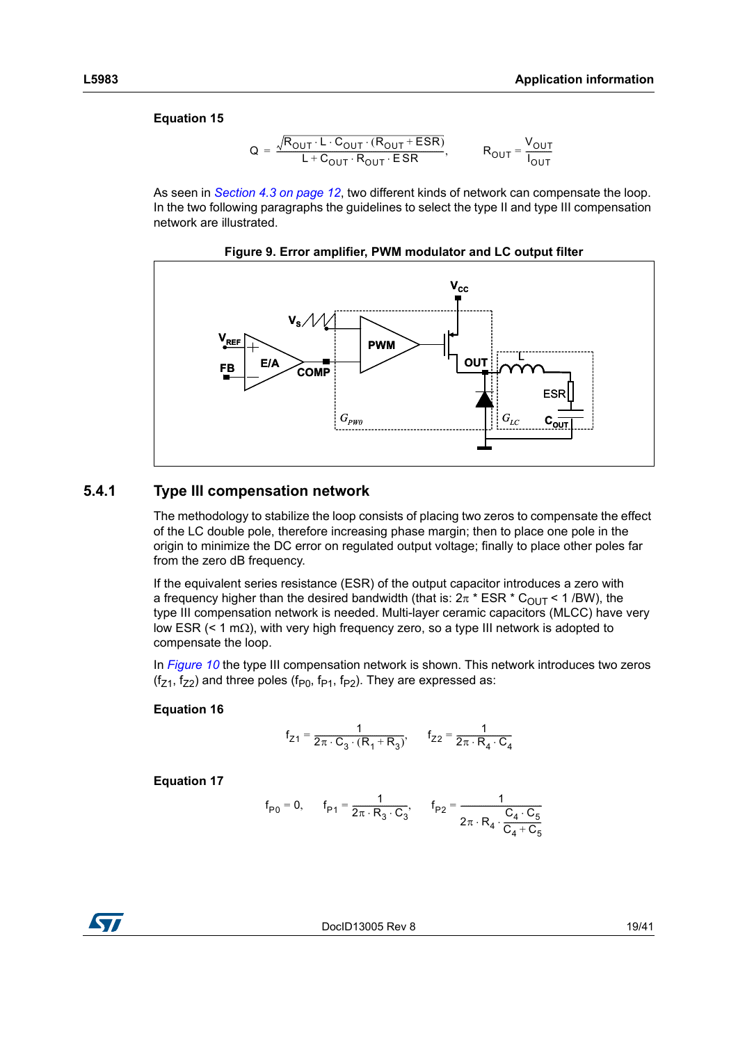**Equation 15**

$$Q = \frac{\sqrt{R_{OUT} \cdot L \cdot C_{OUT} \cdot (R_{OUT} + ESR)}}{L + C_{OUT} \cdot R_{OUT} \cdot ESR}, \qquad R_{OUT} = \frac{V_{OUT}}{I_{OUT}}$$

As seen in *Section 4.3 on page 12*, two different kinds of network can compensate the loop. In the two following paragraphs the guidelines to select the type II and type III compensation network are illustrated.

**Figure 9. Error amplifier, PWM modulator and LC output filter**

## 5.4.1 Type III compensation network

The methodology to stabilize the loop consists of placing two zeros to compensate the effect of the LC double pole, therefore increasing phase margin; then to place one pole in the origin to minimize the DC error on regulated output voltage; finally to place other poles far from the zero dB frequency.

If the equivalent series resistance (ESR) of the output capacitor introduces a zero with a frequency higher than the desired bandwidth (that is: $2\pi$ * ESR * $C_{OUT}$ < 1 /BW), the type III compensation network is needed. Multi-layer ceramic capacitors (MLCC) have very low ESR (< 1 m$\Omega$), with very high frequency zero, so a type III network is adopted to compensate the loop.

In *Figure 10* the type III compensation network is shown. This network introduces two zeros ($f_{Z1}$, $f_{Z2}$) and three poles ($f_{P0}$, $f_{P1}$, $f_{P2}$). They are expressed as:

**Equation 16**

$$f_{Z1} = \frac{1}{2\pi \cdot C_3 \cdot (R_1 + R_3)}, \qquad f_{Z2} = \frac{1}{2\pi \cdot R_4 \cdot C_4}$$

**Equation 17**

$$f_{P0} = 0, \qquad f_{P1} = \frac{1}{2\pi \cdot R_3 \cdot C_3}, \qquad f_{P2} = \frac{1}{2\pi \cdot R_4 \cdot \frac{C_4 \cdot C_5}{C_4 + C_5}}$$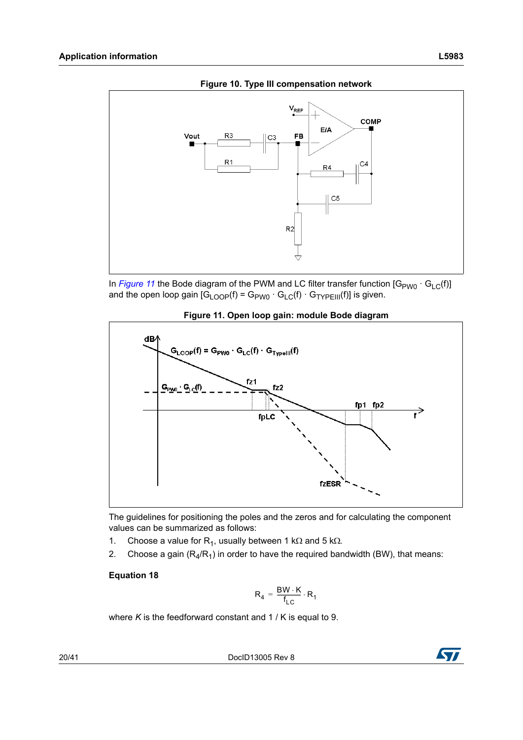**Figure 10. Type III compensation network**

In *Figure 11* the Bode diagram of the PWM and LC filter transfer function [$G_{PW0} \cdot G_{LC}(f)$] and the open loop gain [$G_{LOOP}(f) = G_{PW0} \cdot G_{LC}(f) \cdot G_{TYPEIII}(f)$] is given.

**Figure 11. Open loop gain: module Bode diagram**

The guidelines for positioning the poles and the zeros and for calculating the component values can be summarized as follows:

1. Choose a value for $R_1$, usually between 1 kΩ and 5 kΩ.
2. Choose a gain ($R_4/R_1$) in order to have the required bandwidth (BW), that means:

**Equation 18**

$$R_4 = \frac{BW \cdot K}{f_{LC}} \cdot R_1$$

where *K* is the feedforward constant and 1 / K is equal to 9.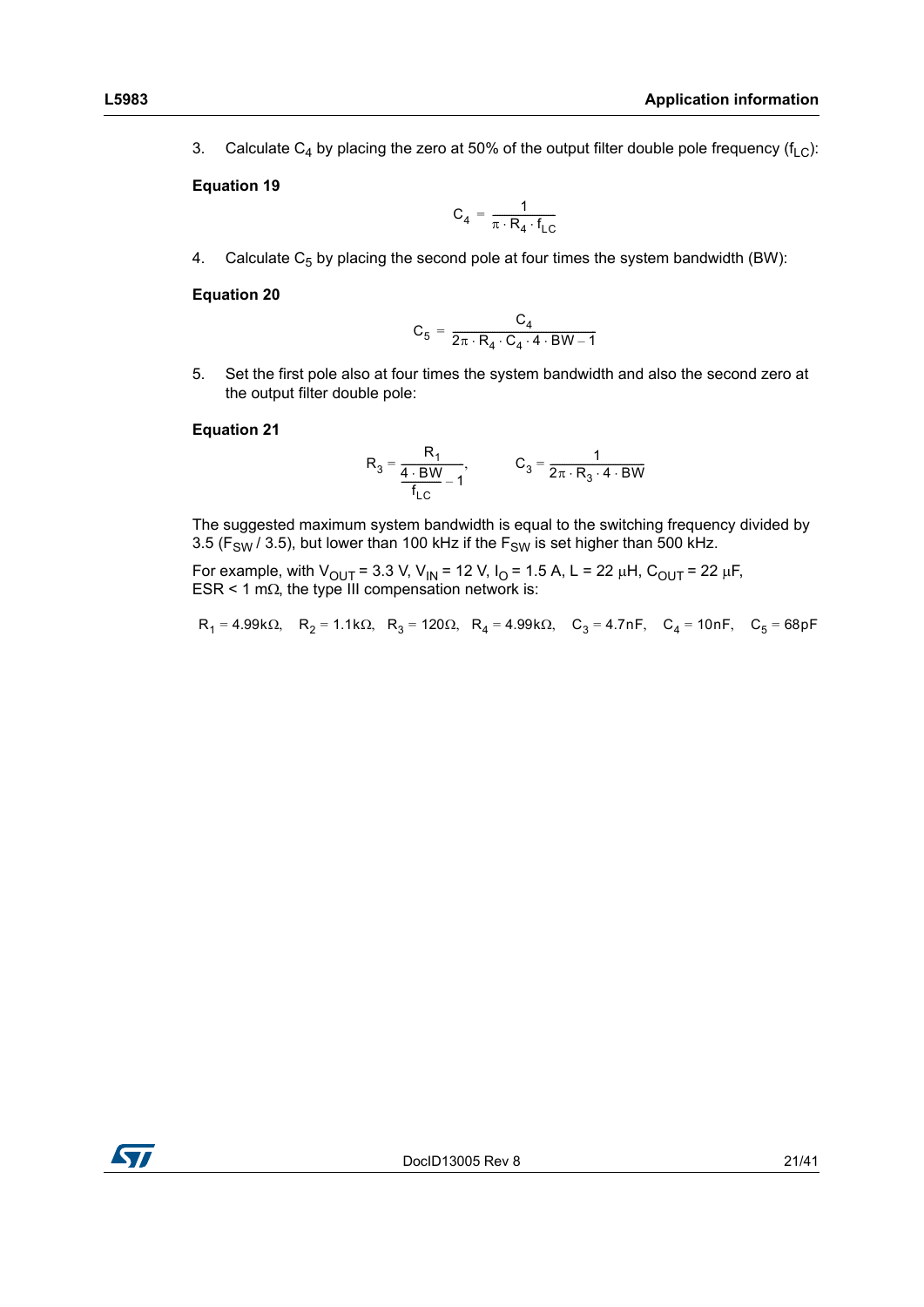3. Calculate $C_4$ by placing the zero at 50% of the output filter double pole frequency ($f_{LC}$):

**Equation 19**

$$C_4 = \frac{1}{\pi \cdot R_4 \cdot f_{LC}}$$

4. Calculate $C_5$ by placing the second pole at four times the system bandwidth (BW):

**Equation 20**

$$C_5 = \frac{C_4}{2\pi \cdot R_4 \cdot C_4 \cdot 4 \cdot BW - 1}$$

5. Set the first pole also at four times the system bandwidth and also the second zero at the output filter double pole:

**Equation 21**

$$R_3 = \frac{R_1}{\frac{4 \cdot BW}{f_{LC}} - 1}, \qquad C_3 = \frac{1}{2\pi \cdot R_3 \cdot 4 \cdot BW}$$

The suggested maximum system bandwidth is equal to the switching frequency divided by 3.5 ($F_{SW}$ / 3.5), but lower than 100 kHz if the $F_{SW}$ is set higher than 500 kHz.

For example, with $V_{OUT}$ = 3.3 V, $V_{IN}$ = 12 V, $I_O$ = 1.5 A, L = 22 μH, $C_{OUT}$ = 22 μF, ESR < 1 mΩ, the type III compensation network is:

$$R_1 = 4.99k\Omega, \quad R_2 = 1.1k\Omega, \quad R_3 = 120\Omega, \quad R_4 = 4.99k\Omega, \quad C_3 = 4.7nF, \quad C_4 = 10nF, \quad C_5 = 68pF$$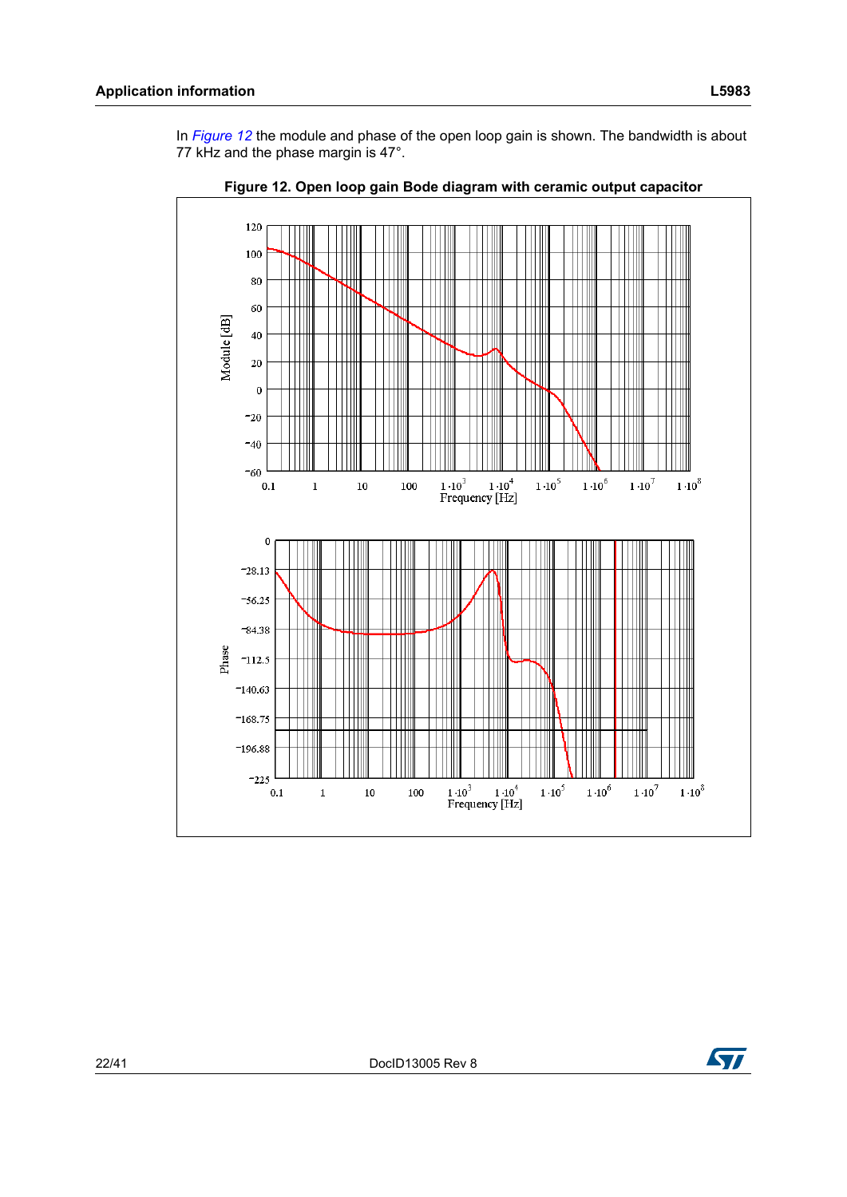In *Figure 12* the module and phase of the open loop gain is shown. The bandwidth is about 77 kHz and the phase margin is 47°.

**Figure 12. Open loop gain Bode diagram with ceramic output capacitor**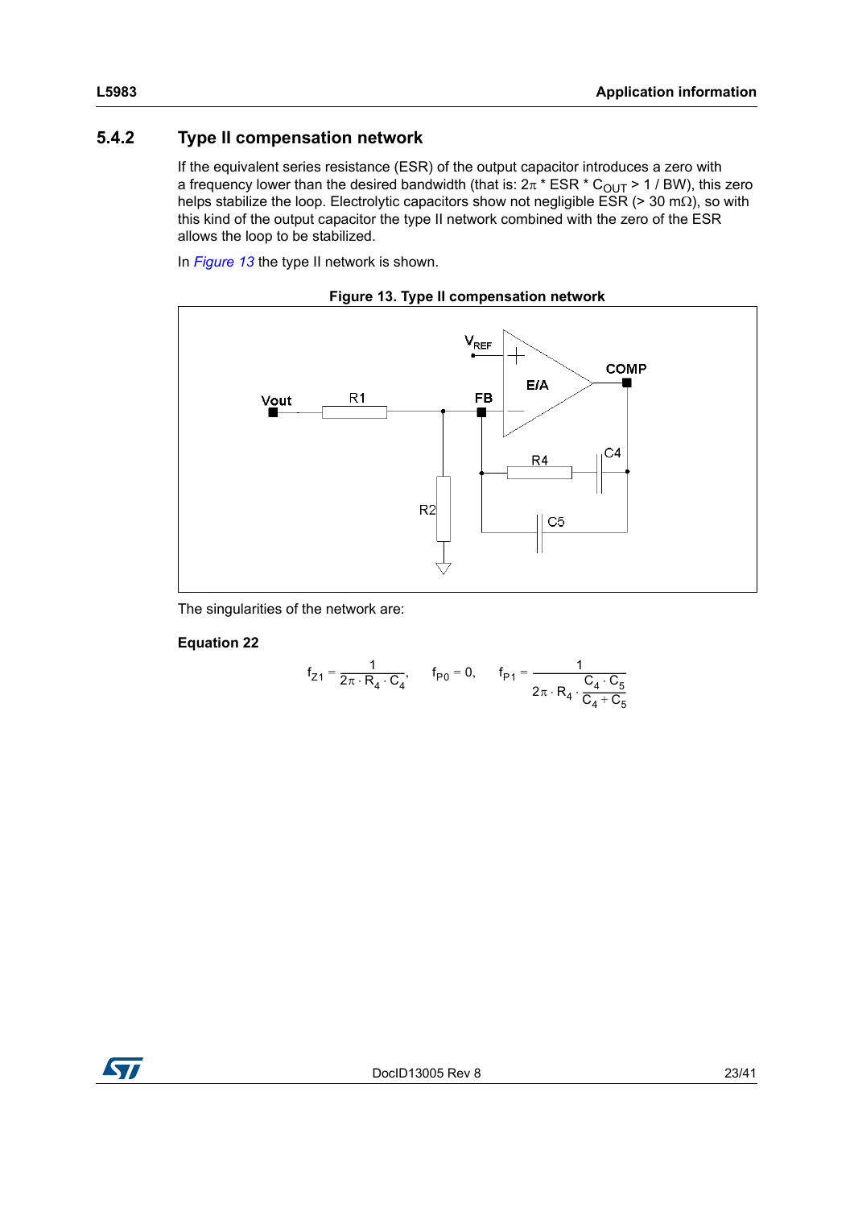### 5.4.2 Type II compensation network

If the equivalent series resistance (ESR) of the output capacitor introduces a zero with a frequency lower than the desired bandwidth (that is: $2\pi$ * ESR * $C_{OUT}$ > 1 / BW), this zero helps stabilize the loop. Electrolytic capacitors show not negligible ESR (> 30 m$\Omega$), so with this kind of the output capacitor the type II network combined with the zero of the ESR allows the loop to be stabilized.

In *Figure 13* the type II network is shown.

**Figure 13. Type II compensation network**

The singularities of the network are:

**Equation 22**

$$f_{Z1} = \frac{1}{2\pi \cdot R_4 \cdot C_4}, \quad f_{P0} = 0, \quad f_{P1} = \frac{1}{2\pi \cdot R_4 \cdot \dfrac{C_4 \cdot C_5}{C_4 + C_5}}$$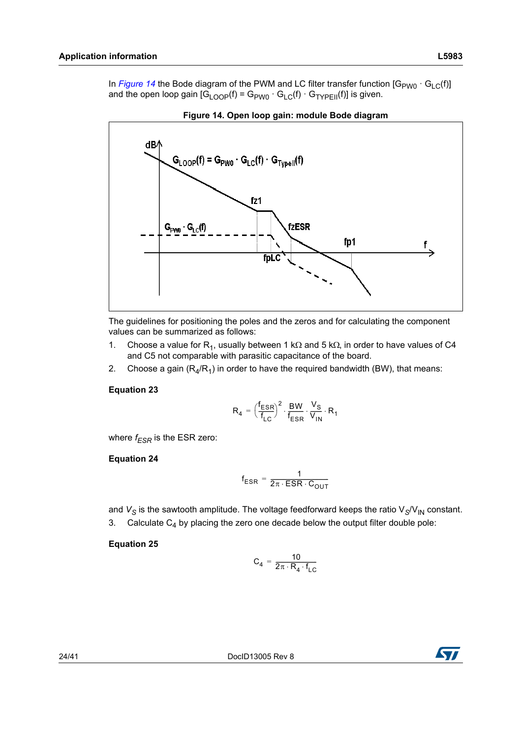In *Figure 14* the Bode diagram of the PWM and LC filter transfer function [$G_{PW0} \cdot G_{LC}(f)$] and the open loop gain [$G_{LOOP}(f) = G_{PW0} \cdot G_{LC}(f) \cdot G_{TYPEII}(f)$] is given.

**Figure 14. Open loop gain: module Bode diagram**

The guidelines for positioning the poles and the zeros and for calculating the component values can be summarized as follows:

1. Choose a value for $R_1$, usually between 1 kΩ and 5 kΩ, in order to have values of C4 and C5 not comparable with parasitic capacitance of the board.
2. Choose a gain ($R_4/R_1$) in order to have the required bandwidth (BW), that means:

**Equation 23**

$$R_4 = \left(\frac{f_{ESR}}{f_{LC}}\right)^2 \cdot \frac{BW}{f_{ESR}} \cdot \frac{V_S}{V_{IN}} \cdot R_1$$

where $f_{ESR}$ is the ESR zero:

**Equation 24**

$$f_{ESR} = \frac{1}{2\pi \cdot ESR \cdot C_{OUT}}$$

and $V_S$ is the sawtooth amplitude. The voltage feedforward keeps the ratio $V_S/V_{IN}$ constant.

3. Calculate $C_4$ by placing the zero one decade below the output filter double pole:

**Equation 25**

$$C_4 = \frac{10}{2\pi \cdot R_4 \cdot f_{LC}}$$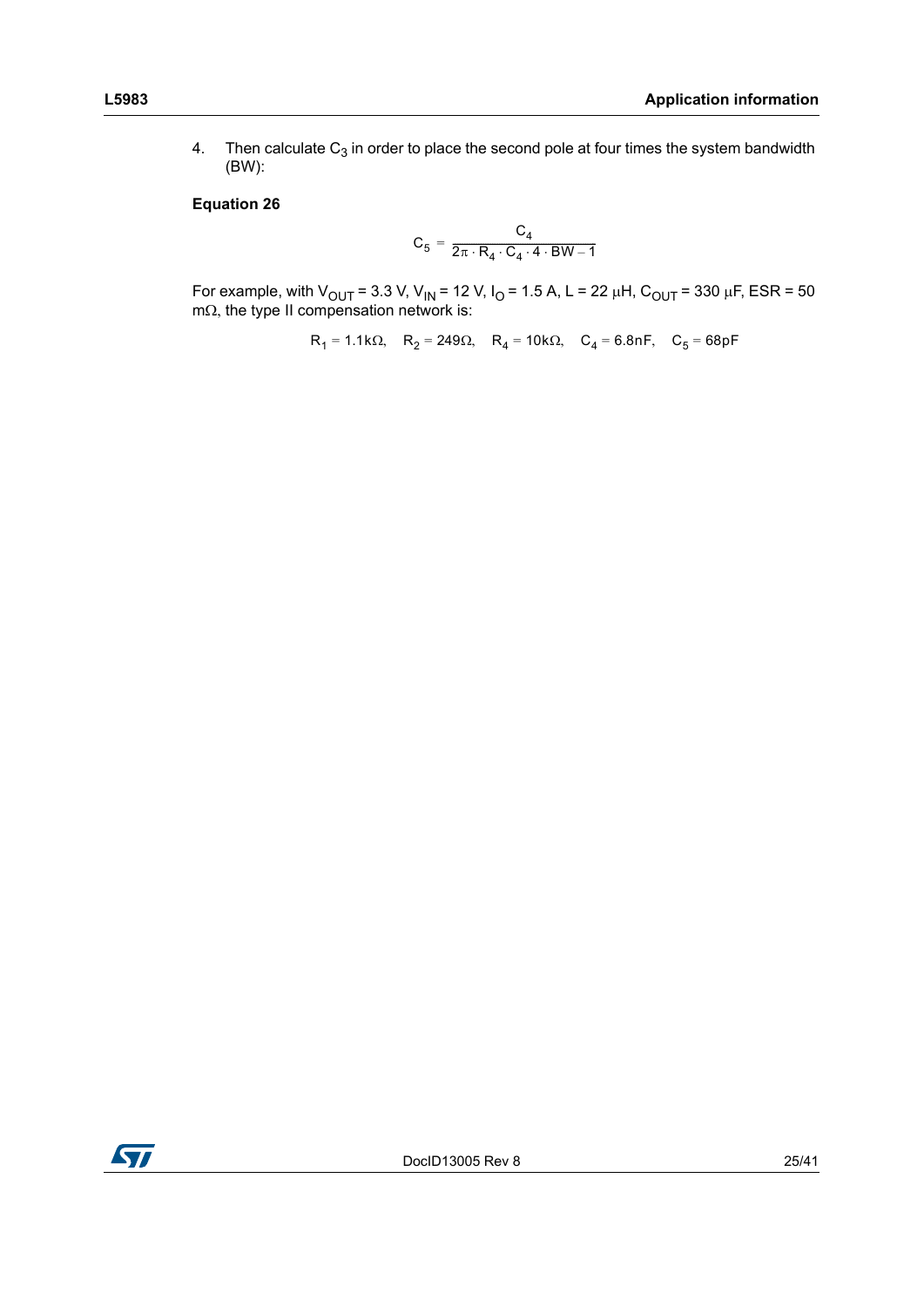4. Then calculate $C_3$ in order to place the second pole at four times the system bandwidth (BW):

**Equation 26**

$$C_5 = \frac{C_4}{2\pi \cdot R_4 \cdot C_4 \cdot 4 \cdot BW - 1}$$

For example, with $V_{OUT}$ = 3.3 V, $V_{IN}$ = 12 V, $I_O$ = 1.5 A, L = 22 μH, $C_{OUT}$ = 330 μF, ESR = 50 mΩ, the type II compensation network is:

$$R_1 = 1.1k\Omega, \quad R_2 = 249\Omega, \quad R_4 = 10k\Omega, \quad C_4 = 6.8nF, \quad C_5 = 68pF$$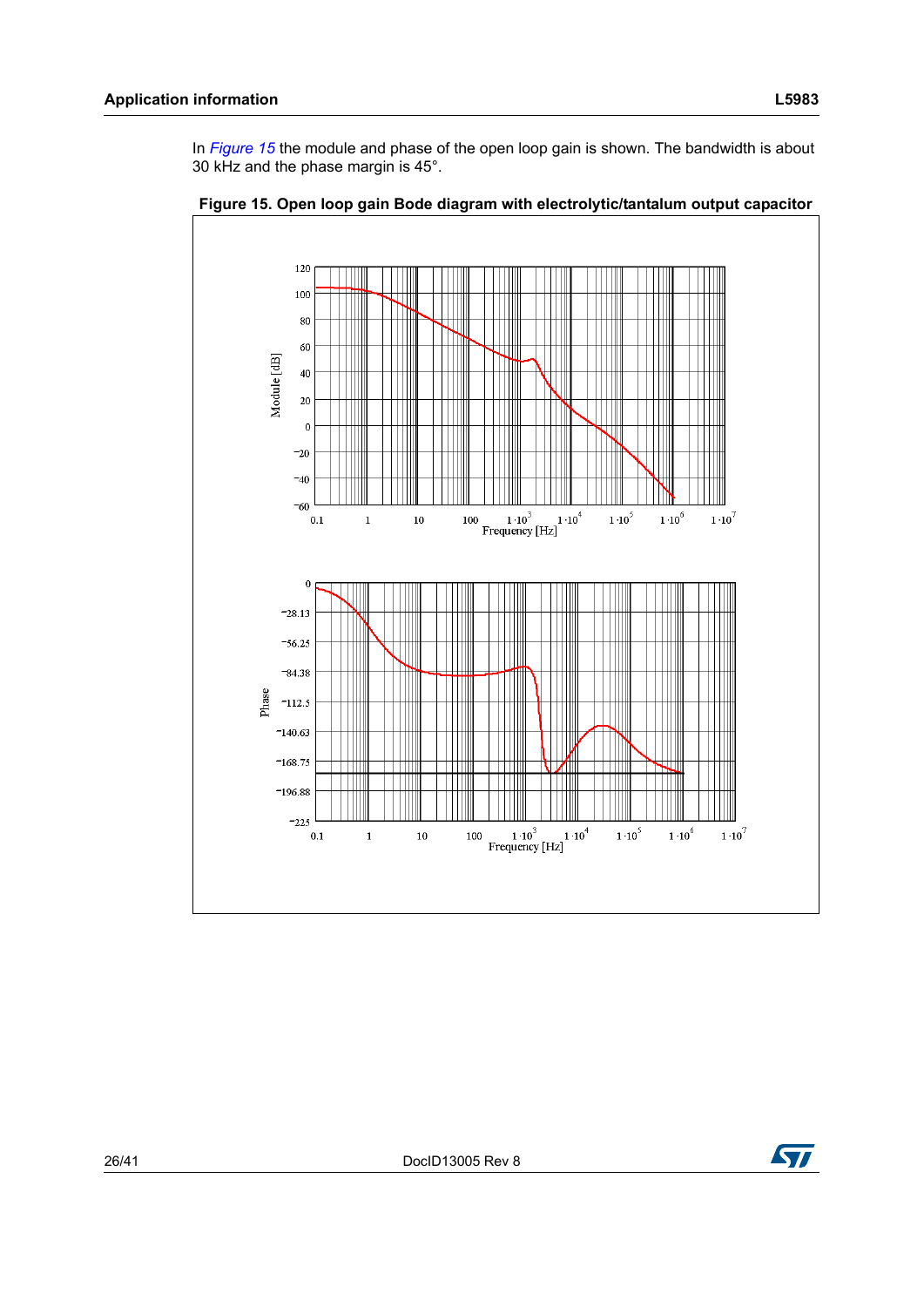In *Figure 15* the module and phase of the open loop gain is shown. The bandwidth is about 30 kHz and the phase margin is 45°.

**Figure 15. Open loop gain Bode diagram with electrolytic/tantalum output capacitor**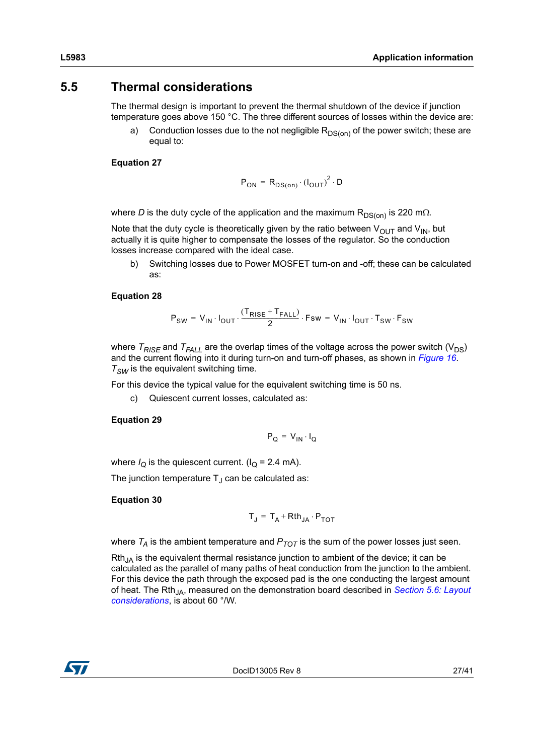## 5.5 Thermal considerations

The thermal design is important to prevent the thermal shutdown of the device if junction temperature goes above 150 °C. The three different sources of losses within the device are:

a) Conduction losses due to the not negligible $R_{DS(on)}$ of the power switch; these are equal to:

**Equation 27**

$$P_{ON} = R_{DS(on)} \cdot (I_{OUT})^2 \cdot D$$

where $D$ is the duty cycle of the application and the maximum $R_{DS(on)}$ is 220 mΩ.

Note that the duty cycle is theoretically given by the ratio between $V_{OUT}$ and $V_{IN}$, but actually it is quite higher to compensate the losses of the regulator. So the conduction losses increase compared with the ideal case.

b) Switching losses due to Power MOSFET turn-on and -off; these can be calculated as:

**Equation 28**

$$P_{SW} = V_{IN} \cdot I_{OUT} \cdot \frac{(T_{RISE} + T_{FALL})}{2} \cdot Fsw = V_{IN} \cdot I_{OUT} \cdot T_{SW} \cdot F_{SW}$$

where $T_{RISE}$ and $T_{FALL}$ are the overlap times of the voltage across the power switch ($V_{DS}$) and the current flowing into it during turn-on and turn-off phases, as shown in *Figure 16*. $T_{SW}$ is the equivalent switching time.

For this device the typical value for the equivalent switching time is 50 ns.

c) Quiescent current losses, calculated as:

**Equation 29**

$$P_Q = V_{IN} \cdot I_Q$$

where $I_Q$ is the quiescent current. ($I_Q$ = 2.4 mA).

The junction temperature $T_J$ can be calculated as:

**Equation 30**

$$T_J = T_A + Rth_{JA} \cdot P_{TOT}$$

where $T_A$ is the ambient temperature and $P_{TOT}$ is the sum of the power losses just seen.

$Rth_{JA}$ is the equivalent thermal resistance junction to ambient of the device; it can be calculated as the parallel of many paths of heat conduction from the junction to the ambient. For this device the path through the exposed pad is the one conducting the largest amount of heat. The $Rth_{JA}$, measured on the demonstration board described in *Section 5.6: Layout considerations*, is about 60 °/W.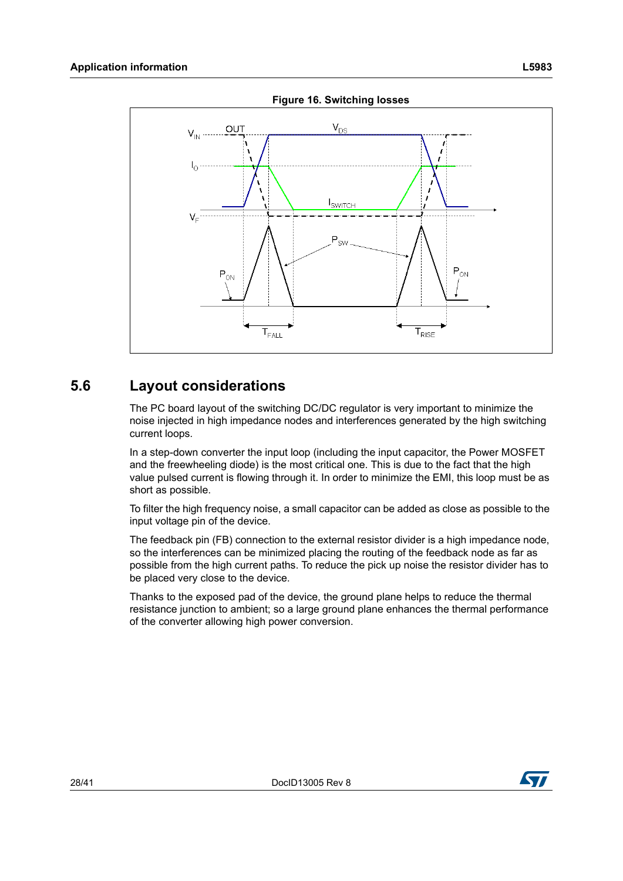**Figure 16. Switching losses**

## 5.6 Layout considerations

The PC board layout of the switching DC/DC regulator is very important to minimize the noise injected in high impedance nodes and interferences generated by the high switching current loops.

In a step-down converter the input loop (including the input capacitor, the Power MOSFET and the freewheeling diode) is the most critical one. This is due to the fact that the high value pulsed current is flowing through it. In order to minimize the EMI, this loop must be as short as possible.

To filter the high frequency noise, a small capacitor can be added as close as possible to the input voltage pin of the device.

The feedback pin (FB) connection to the external resistor divider is a high impedance node, so the interferences can be minimized placing the routing of the feedback node as far as possible from the high current paths. To reduce the pick up noise the resistor divider has to be placed very close to the device.

Thanks to the exposed pad of the device, the ground plane helps to reduce the thermal resistance junction to ambient; so a large ground plane enhances the thermal performance of the converter allowing high power conversion.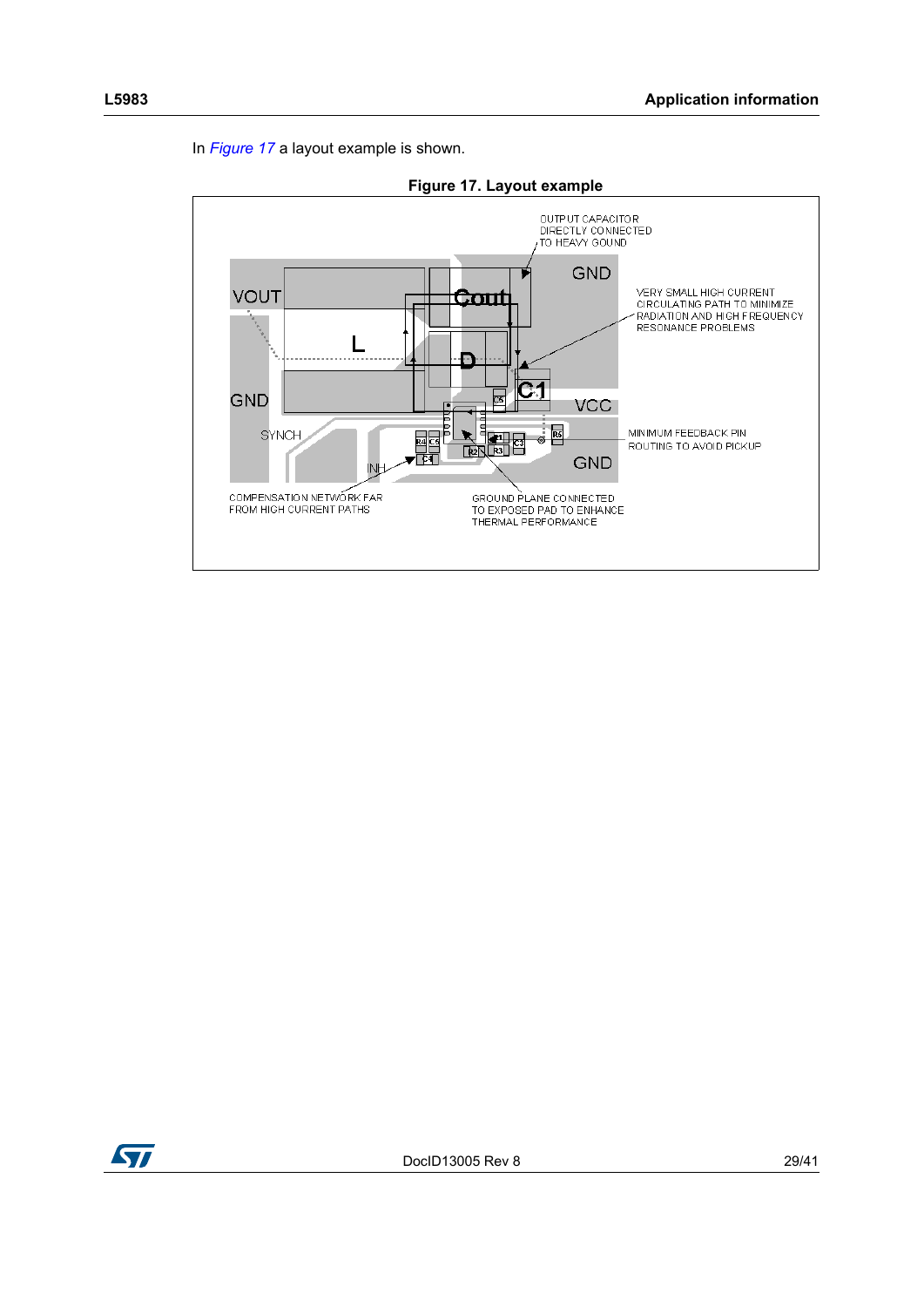In *Figure 17* a layout example is shown.

**Figure 17. Layout example**

OUTPUT CAPACITOR DIRECTLY CONNECTED TO HEAVY GOUND

VERY SMALL HIGH CURRENT CIRCULATING PATH TO MINIMIZE RADIATION AND HIGH FREQUENCY RESONANCE PROBLEMS

MINIMUM FEEDBACK PIN ROUTING TO AVOID PICKUP

COMPENSATION NETWORK FAR FROM HIGH CURRENT PATHS

GROUND PLANE CONNECTED TO EXPOSED PAD TO ENHANCE THERMAL PERFORMANCE

VOUT, GND, L, Cout, D, C1, VCC, SYNCH, INH, GND, C6, R4, C5, C4, R1, R2, R3, C3, R5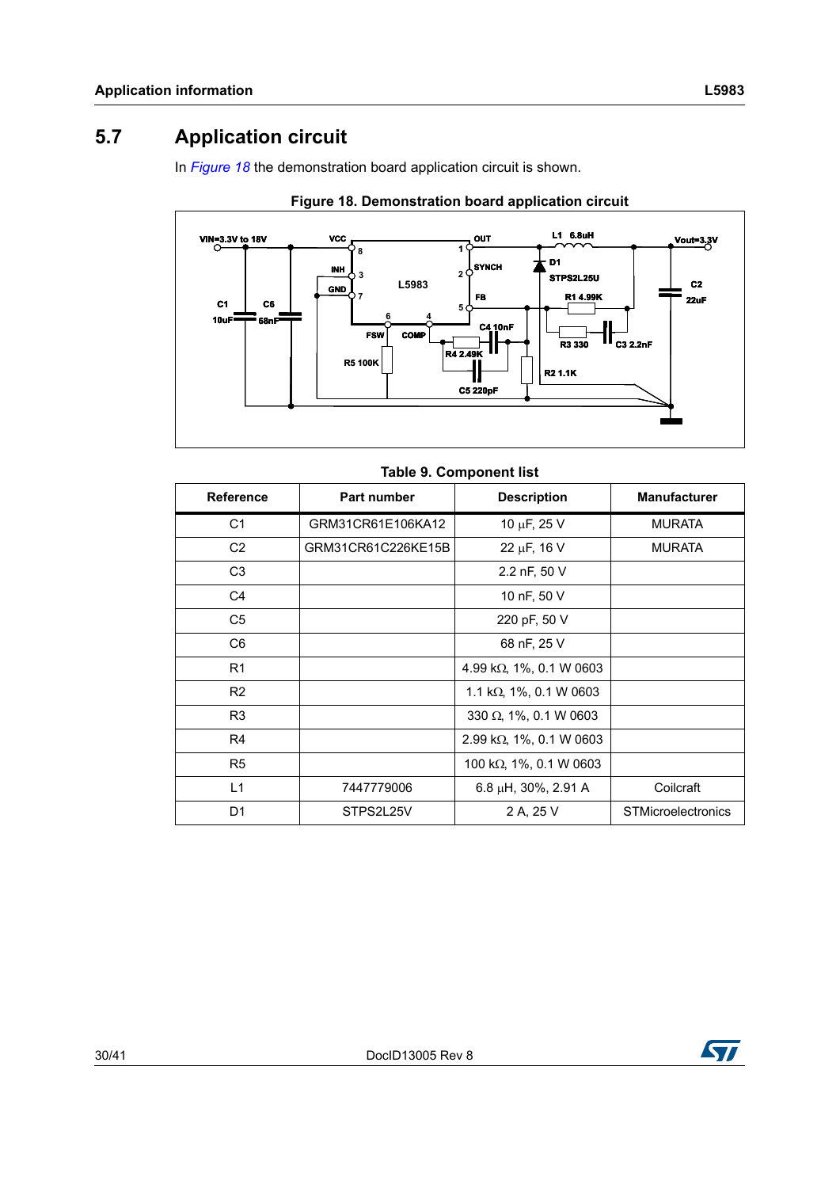## 5.7 Application circuit

In *Figure 18* the demonstration board application circuit is shown.

**Figure 18. Demonstration board application circuit**

**Table 9. Component list**

| Reference | Part number | Description | Manufacturer |
|---|---|---|---|
| C1 | GRM31CR61E106KA12 | 10 µF, 25 V | MURATA |
| C2 | GRM31CR61C226KE15B | 22 µF, 16 V | MURATA |
| C3 | | 2.2 nF, 50 V | |
| C4 | | 10 nF, 50 V | |
| C5 | | 220 pF, 50 V | |
| C6 | | 68 nF, 25 V | |
| R1 | | 4.99 kΩ, 1%, 0.1 W 0603 | |
| R2 | | 1.1 kΩ, 1%, 0.1 W 0603 | |
| R3 | | 330 Ω, 1%, 0.1 W 0603 | |
| R4 | | 2.99 kΩ, 1%, 0.1 W 0603 | |
| R5 | | 100 kΩ, 1%, 0.1 W 0603 | |
| L1 | 7447779006 | 6.8 µH, 30%, 2.91 A | Coilcraft |
| D1 | STPS2L25V | 2 A, 25 V | STMicroelectronics |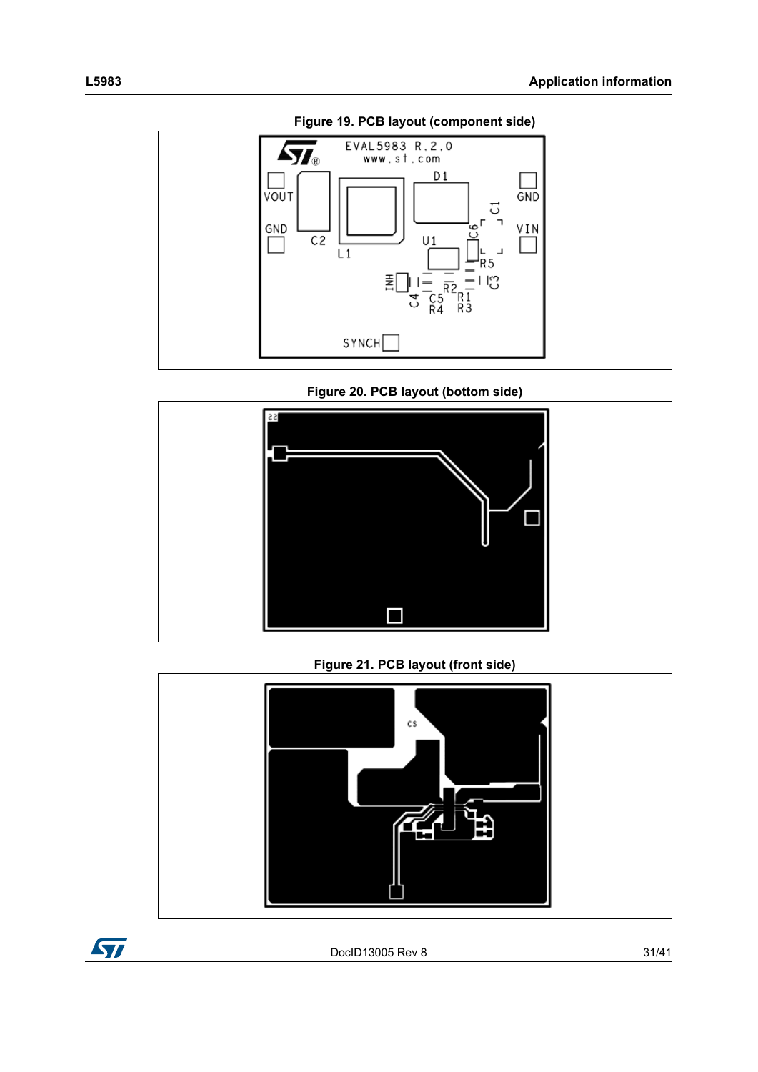Figure 19. PCB layout (component side)

Figure 20. PCB layout (bottom side)

Figure 21. PCB layout (front side)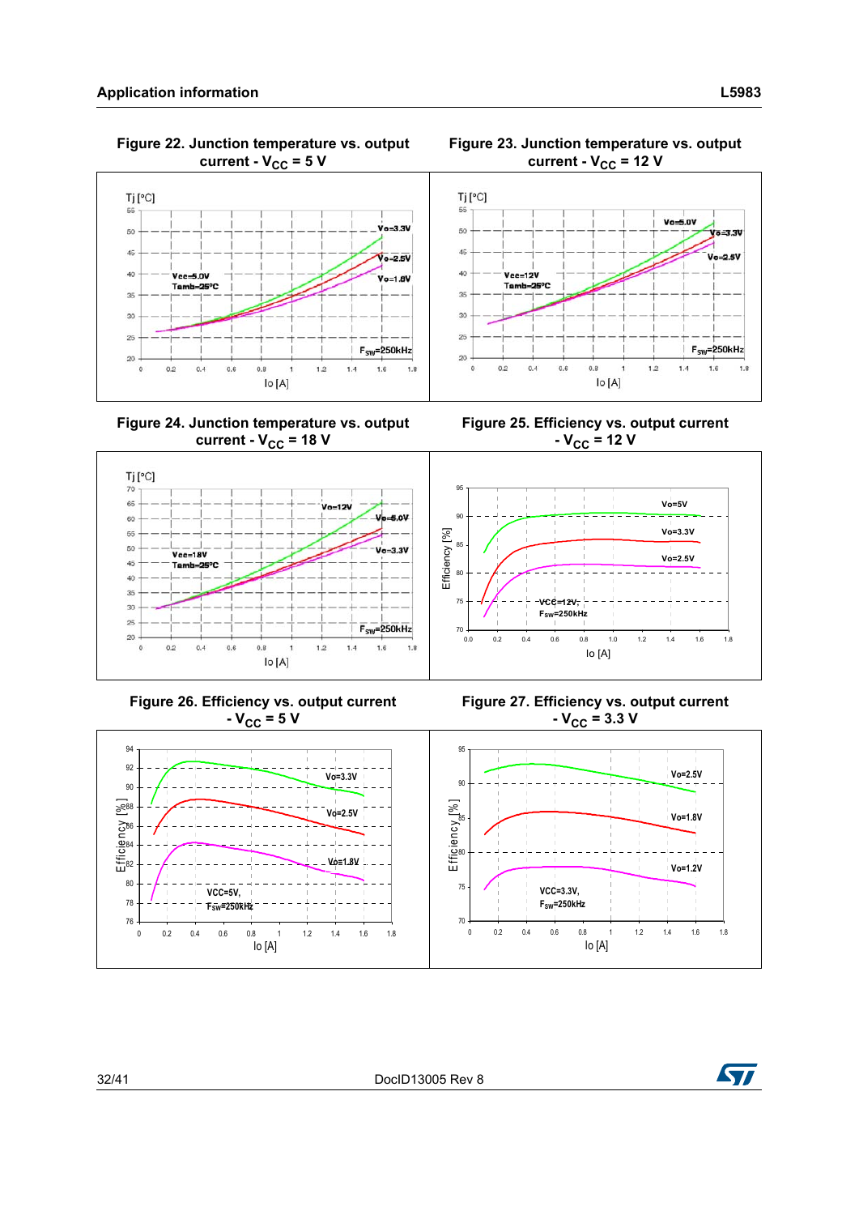Figure 22. Junction temperature vs. output current - $V_{CC}$ = 5 V

Figure 23. Junction temperature vs. output current - $V_{CC}$ = 12 V

Figure 24. Junction temperature vs. output current - $V_{CC}$ = 18 V

Figure 25. Efficiency vs. output current - $V_{CC}$ = 12 V

Figure 26. Efficiency vs. output current - $V_{CC}$ = 5 V

Figure 27. Efficiency vs. output current - $V_{CC}$ = 3.3 V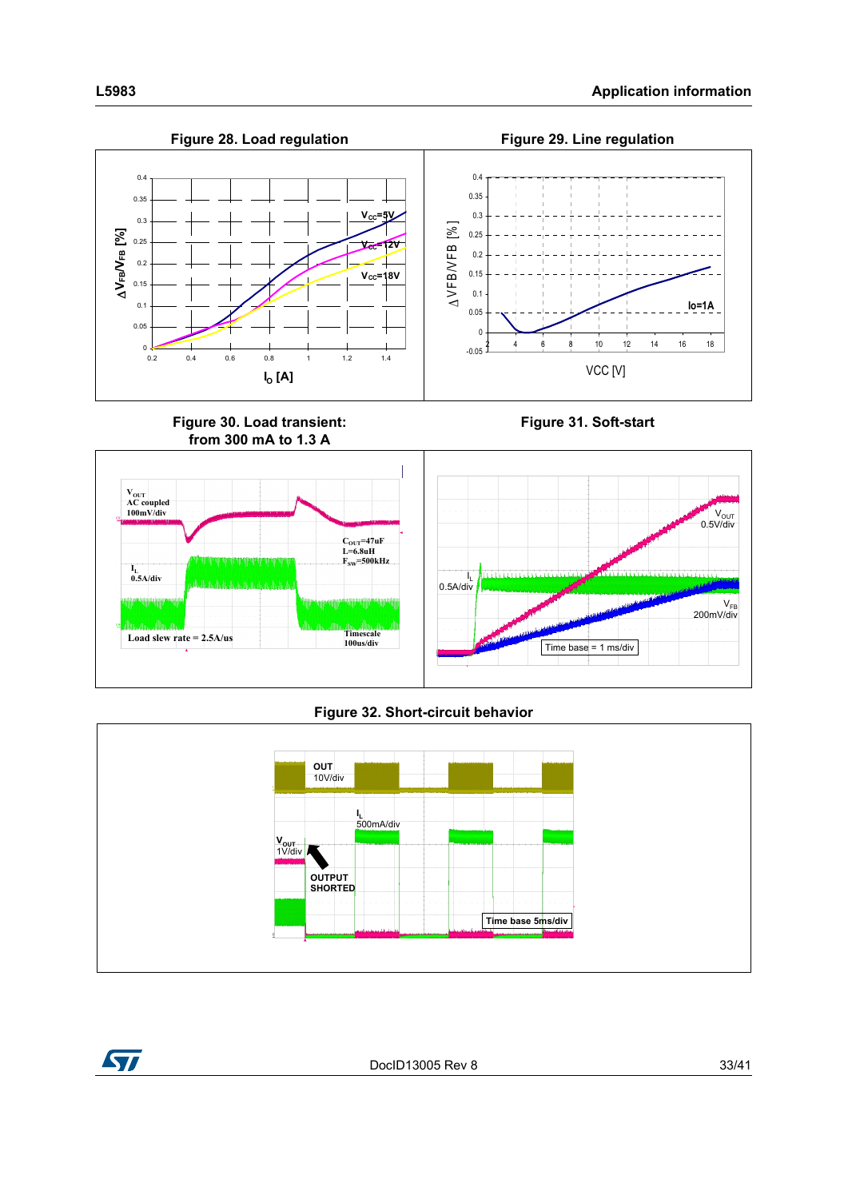Figure 28. Load regulation

Figure 29. Line regulation

Figure 30. Load transient: from 300 mA to 1.3 A

Figure 31. Soft-start

Figure 32. Short-circuit behavior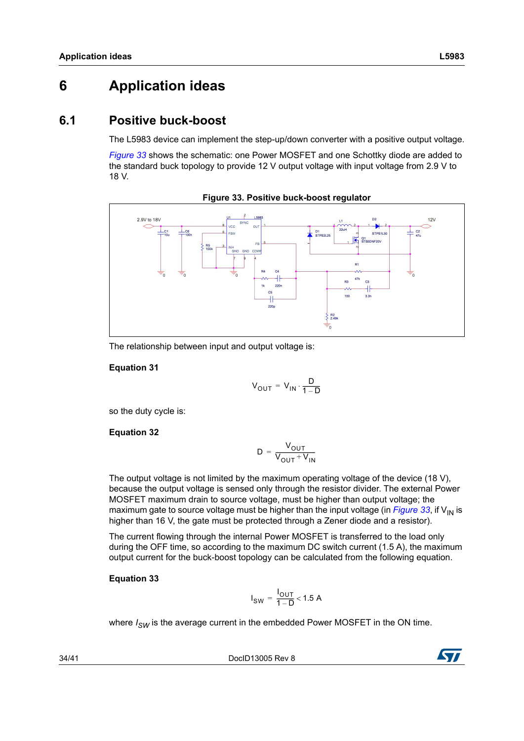# 6 Application ideas

## 6.1 Positive buck-boost

The L5983 device can implement the step-up/down converter with a positive output voltage.

*Figure 33* shows the schematic: one Power MOSFET and one Schottky diode are added to the standard buck topology to provide 12 V output voltage with input voltage from 2.9 V to 18 V.

**Figure 33. Positive buck-boost regulator**

The relationship between input and output voltage is:

**Equation 31**

$$V_{OUT} = V_{IN} \cdot \frac{D}{1 - D}$$

so the duty cycle is:

**Equation 32**

$$D = \frac{V_{OUT}}{V_{OUT} + V_{IN}}$$

The output voltage is not limited by the maximum operating voltage of the device (18 V), because the output voltage is sensed only through the resistor divider. The external Power MOSFET maximum drain to source voltage, must be higher than output voltage; the maximum gate to source voltage must be higher than the input voltage (in *Figure 33*, if $V_{IN}$ is higher than 16 V, the gate must be protected through a Zener diode and a resistor).

The current flowing through the internal Power MOSFET is transferred to the load only during the OFF time, so according to the maximum DC switch current (1.5 A), the maximum output current for the buck-boost topology can be calculated from the following equation.

**Equation 33**

$$I_{SW} = \frac{I_{OUT}}{1 - D} < 1.5\text{ A}$$

where $I_{SW}$ is the average current in the embedded Power MOSFET in the ON time.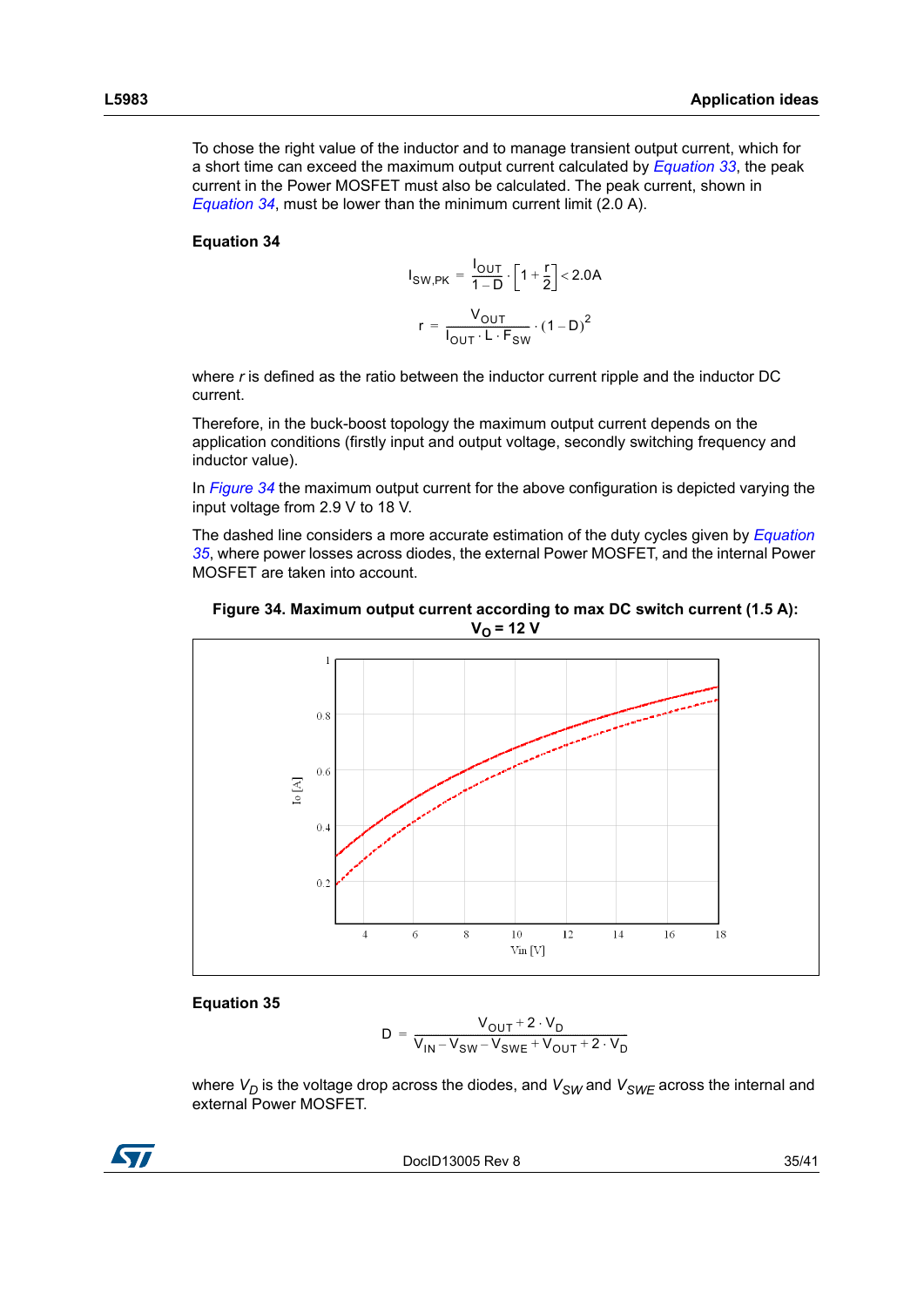To chose the right value of the inductor and to manage transient output current, which for a short time can exceed the maximum output current calculated by *Equation 33*, the peak current in the Power MOSFET must also be calculated. The peak current, shown in *Equation 34*, must be lower than the minimum current limit (2.0 A).

**Equation 34**

$$I_{SW,PK} = \frac{I_{OUT}}{1-D} \cdot \left[1 + \frac{r}{2}\right] < 2.0A$$

$$r = \frac{V_{OUT}}{I_{OUT} \cdot L \cdot F_{SW}} \cdot (1-D)^2$$

where *r* is defined as the ratio between the inductor current ripple and the inductor DC current.

Therefore, in the buck-boost topology the maximum output current depends on the application conditions (firstly input and output voltage, secondly switching frequency and inductor value).

In *Figure 34* the maximum output current for the above configuration is depicted varying the input voltage from 2.9 V to 18 V.

The dashed line considers a more accurate estimation of the duty cycles given by *Equation 35*, where power losses across diodes, the external Power MOSFET, and the internal Power MOSFET are taken into account.

**Figure 34. Maximum output current according to max DC switch current (1.5 A): $V_O$ = 12 V**

**Equation 35**

$$D = \frac{V_{OUT} + 2 \cdot V_D}{V_{IN} - V_{SW} - V_{SWE} + V_{OUT} + 2 \cdot V_D}$$

where $V_D$ is the voltage drop across the diodes, and $V_{SW}$ and $V_{SWE}$ across the internal and external Power MOSFET.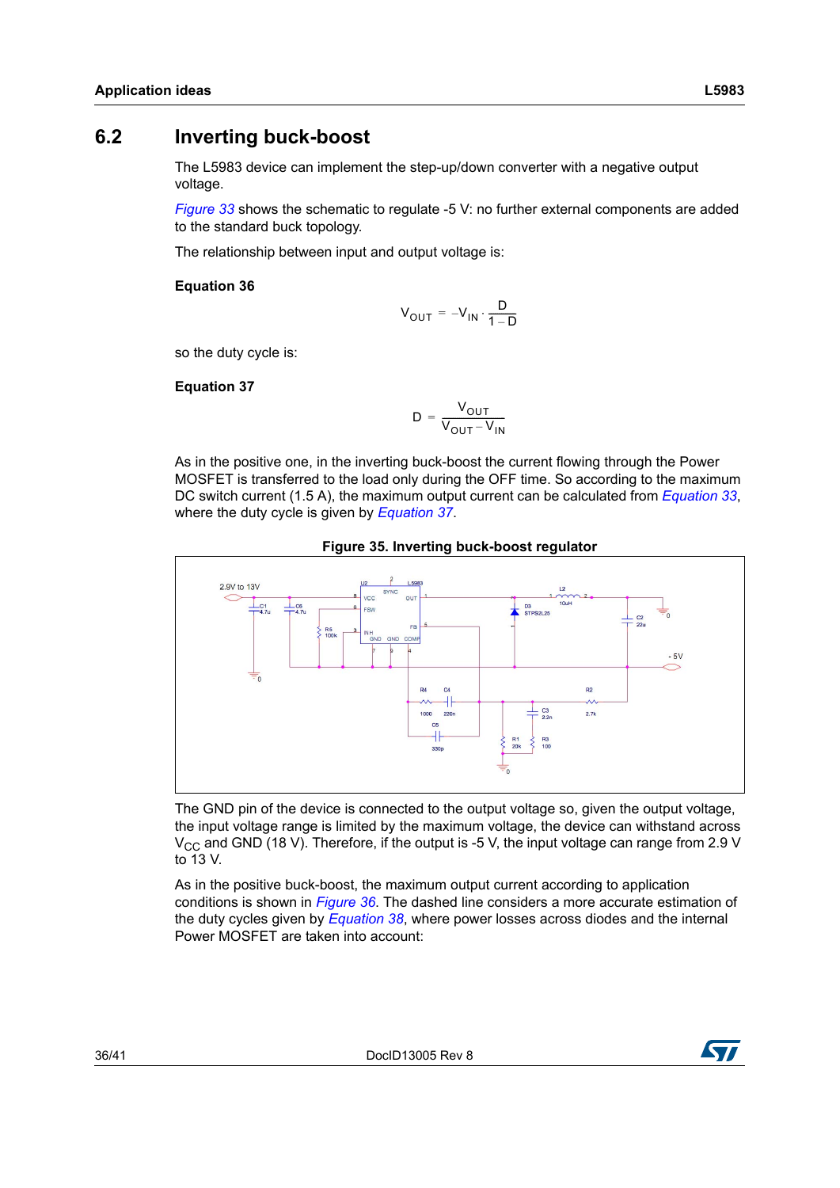## 6.2 Inverting buck-boost

The L5983 device can implement the step-up/down converter with a negative output voltage.

*Figure 33* shows the schematic to regulate -5 V: no further external components are added to the standard buck topology.

The relationship between input and output voltage is:

**Equation 36**

$$V_{OUT} = -V_{IN} \cdot \frac{D}{1-D}$$

so the duty cycle is:

**Equation 37**

$$D = \frac{V_{OUT}}{V_{OUT} - V_{IN}}$$

As in the positive one, in the inverting buck-boost the current flowing through the Power MOSFET is transferred to the load only during the OFF time. So according to the maximum DC switch current (1.5 A), the maximum output current can be calculated from *Equation 33*, where the duty cycle is given by *Equation 37*.

**Figure 35. Inverting buck-boost regulator**

The GND pin of the device is connected to the output voltage so, given the output voltage, the input voltage range is limited by the maximum voltage, the device can withstand across $V_{CC}$ and GND (18 V). Therefore, if the output is -5 V, the input voltage can range from 2.9 V to 13 V.

As in the positive buck-boost, the maximum output current according to application conditions is shown in *Figure 36*. The dashed line considers a more accurate estimation of the duty cycles given by *Equation 38*, where power losses across diodes and the internal Power MOSFET are taken into account: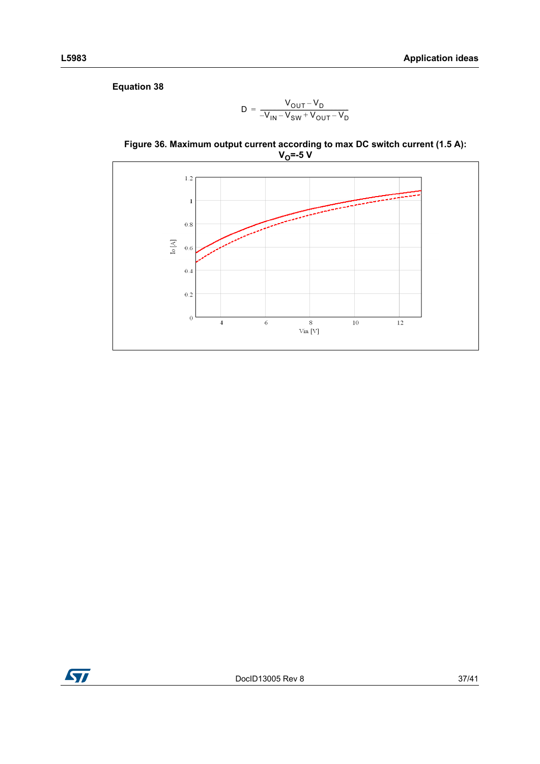**Equation 38**

$$D = \frac{V_{OUT} - V_D}{-V_{IN} - V_{SW} + V_{OUT} - V_D}$$

**Figure 36. Maximum output current according to max DC switch current (1.5 A): $V_O$=-5 V**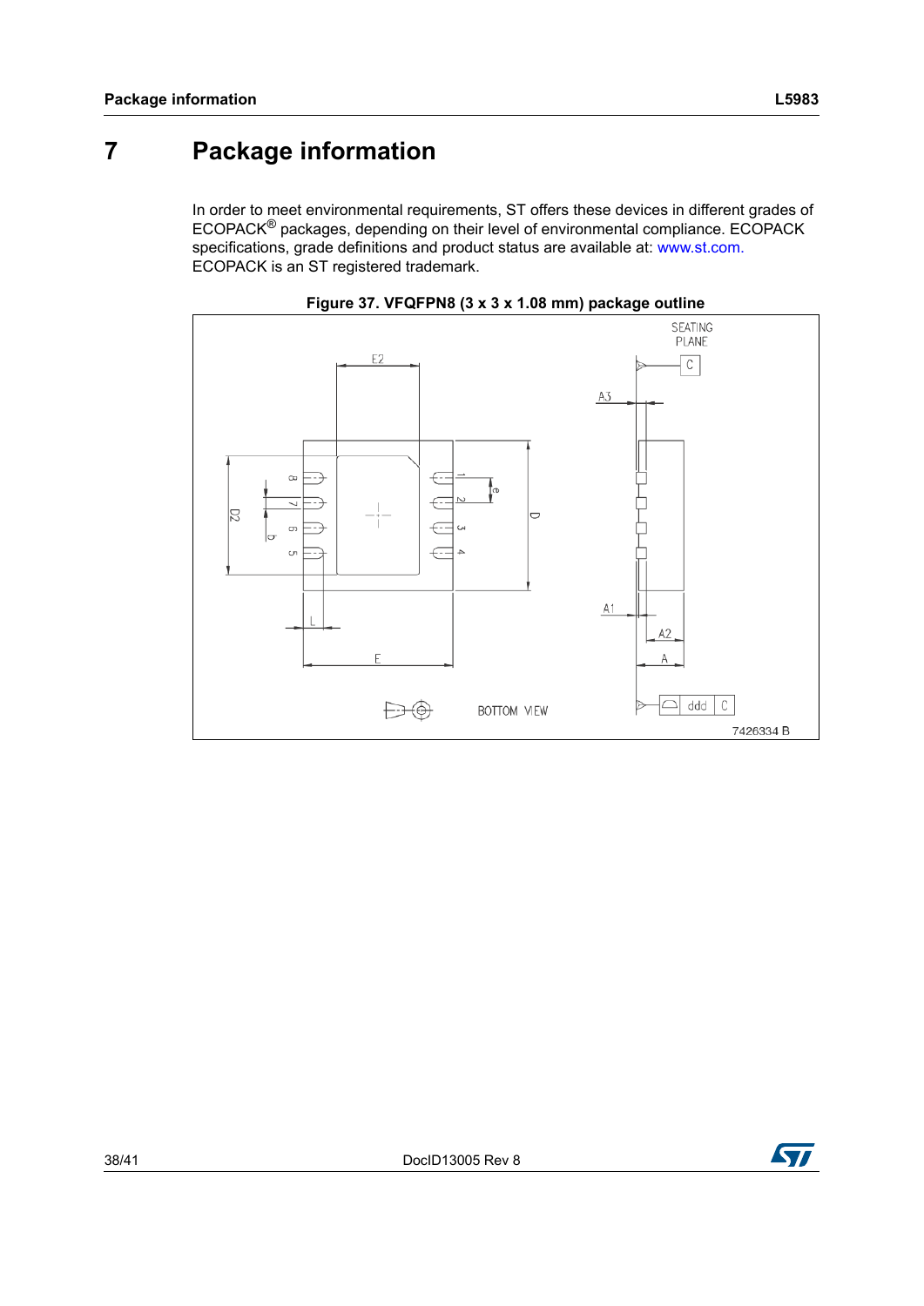# 7 Package information

In order to meet environmental requirements, ST offers these devices in different grades of ECOPACK® packages, depending on their level of environmental compliance. ECOPACK specifications, grade definitions and product status are available at: www.st.com. ECOPACK is an ST registered trademark.

**Figure 37. VFQFPN8 (3 x 3 x 1.08 mm) package outline**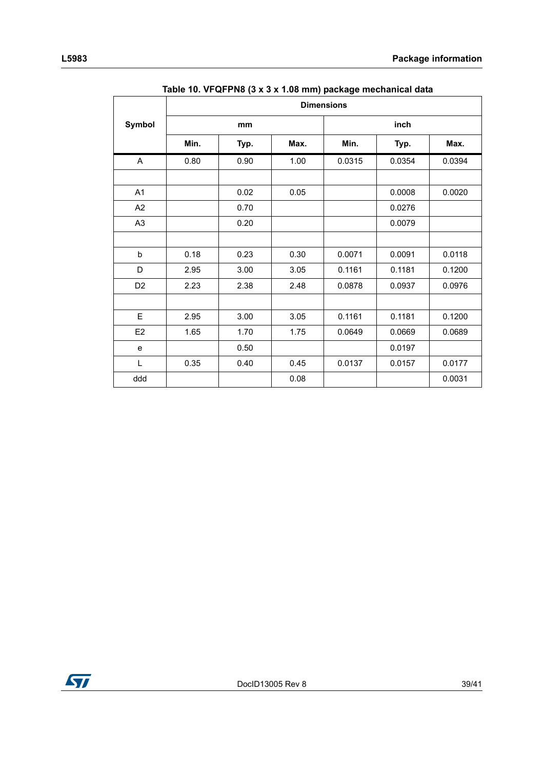Table 10. VFQFPN8 (3 x 3 x 1.08 mm) package mechanical data

| Symbol | Dimensions | | | | | |
|---|---|---|---|---|---|---|
| | mm | | | inch | | |
| | Min. | Typ. | Max. | Min. | Typ. | Max. |
| A | 0.80 | 0.90 | 1.00 | 0.0315 | 0.0354 | 0.0394 |
| | | | | | | |
| A1 | | 0.02 | 0.05 | | 0.0008 | 0.0020 |
| A2 | | 0.70 | | | 0.0276 | |
| A3 | | 0.20 | | | 0.0079 | |
| | | | | | | |
| b | 0.18 | 0.23 | 0.30 | 0.0071 | 0.0091 | 0.0118 |
| D | 2.95 | 3.00 | 3.05 | 0.1161 | 0.1181 | 0.1200 |
| D2 | 2.23 | 2.38 | 2.48 | 0.0878 | 0.0937 | 0.0976 |
| | | | | | | |
| E | 2.95 | 3.00 | 3.05 | 0.1161 | 0.1181 | 0.1200 |
| E2 | 1.65 | 1.70 | 1.75 | 0.0649 | 0.0669 | 0.0689 |
| e | | 0.50 | | | 0.0197 | |
| L | 0.35 | 0.40 | 0.45 | 0.0137 | 0.0157 | 0.0177 |
| ddd | | | 0.08 | | | 0.0031 |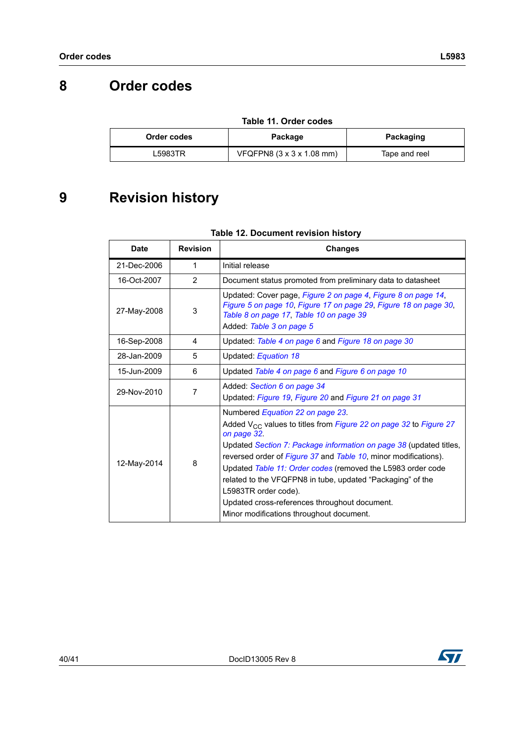# 8 Order codes

**Table 11. Order codes**

| Order codes | Package | Packaging |
|---|---|---|
| L5983TR | VFQFPN8 (3 x 3 x 1.08 mm) | Tape and reel |

# 9 Revision history

**Table 12. Document revision history**

| Date | Revision | Changes |
|---|---|---|
| 21-Dec-2006 | 1 | Initial release |
| 16-Oct-2007 | 2 | Document status promoted from preliminary data to datasheet |
| 27-May-2008 | 3 | Updated: Cover page, *Figure 2 on page 4*, *Figure 8 on page 14*, *Figure 5 on page 10*, *Figure 17 on page 29*, *Figure 18 on page 30*, *Table 8 on page 17*, *Table 10 on page 39*<br>Added: *Table 3 on page 5* |
| 16-Sep-2008 | 4 | Updated: *Table 4 on page 6* and *Figure 18 on page 30* |
| 28-Jan-2009 | 5 | Updated: *Equation 18* |
| 15-Jun-2009 | 6 | Updated *Table 4 on page 6* and *Figure 6 on page 10* |
| 29-Nov-2010 | 7 | Added: *Section 6 on page 34*<br>Updated: *Figure 19*, *Figure 20* and *Figure 21 on page 31* |
| 12-May-2014 | 8 | Numbered *Equation 22 on page 23*.<br>Added $V_{CC}$ values to titles from *Figure 22 on page 32* to *Figure 27 on page 32*.<br>Updated *Section 7: Package information on page 38* (updated titles, reversed order of *Figure 37* and *Table 10*, minor modifications).<br>Updated *Table 11: Order codes* (removed the L5983 order code related to the VFQFPN8 in tube, updated "Packaging" of the L5983TR order code).<br>Updated cross-references throughout document.<br>Minor modifications throughout document. |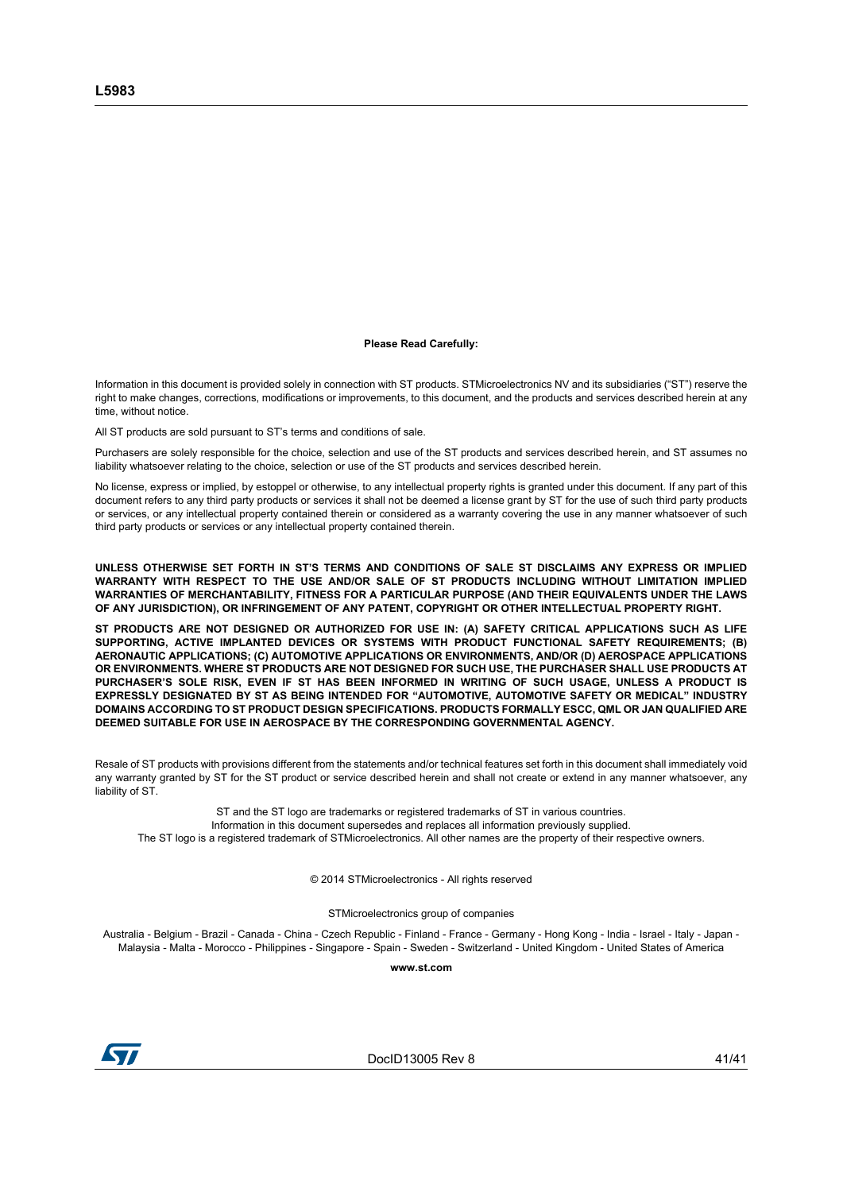**Please Read Carefully:**

Information in this document is provided solely in connection with ST products. STMicroelectronics NV and its subsidiaries (“ST”) reserve the right to make changes, corrections, modifications or improvements, to this document, and the products and services described herein at any time, without notice.

All ST products are sold pursuant to ST’s terms and conditions of sale.

Purchasers are solely responsible for the choice, selection and use of the ST products and services described herein, and ST assumes no liability whatsoever relating to the choice, selection or use of the ST products and services described herein.

No license, express or implied, by estoppel or otherwise, to any intellectual property rights is granted under this document. If any part of this document refers to any third party products or services it shall not be deemed a license grant by ST for the use of such third party products or services, or any intellectual property contained therein or considered as a warranty covering the use in any manner whatsoever of such third party products or services or any intellectual property contained therein.

**UNLESS OTHERWISE SET FORTH IN ST’S TERMS AND CONDITIONS OF SALE ST DISCLAIMS ANY EXPRESS OR IMPLIED WARRANTY WITH RESPECT TO THE USE AND/OR SALE OF ST PRODUCTS INCLUDING WITHOUT LIMITATION IMPLIED WARRANTIES OF MERCHANTABILITY, FITNESS FOR A PARTICULAR PURPOSE (AND THEIR EQUIVALENTS UNDER THE LAWS OF ANY JURISDICTION), OR INFRINGEMENT OF ANY PATENT, COPYRIGHT OR OTHER INTELLECTUAL PROPERTY RIGHT.**

**ST PRODUCTS ARE NOT DESIGNED OR AUTHORIZED FOR USE IN: (A) SAFETY CRITICAL APPLICATIONS SUCH AS LIFE SUPPORTING, ACTIVE IMPLANTED DEVICES OR SYSTEMS WITH PRODUCT FUNCTIONAL SAFETY REQUIREMENTS; (B) AERONAUTIC APPLICATIONS; (C) AUTOMOTIVE APPLICATIONS OR ENVIRONMENTS, AND/OR (D) AEROSPACE APPLICATIONS OR ENVIRONMENTS. WHERE ST PRODUCTS ARE NOT DESIGNED FOR SUCH USE, THE PURCHASER SHALL USE PRODUCTS AT PURCHASER’S SOLE RISK, EVEN IF ST HAS BEEN INFORMED IN WRITING OF SUCH USAGE, UNLESS A PRODUCT IS EXPRESSLY DESIGNATED BY ST AS BEING INTENDED FOR “AUTOMOTIVE, AUTOMOTIVE SAFETY OR MEDICAL” INDUSTRY DOMAINS ACCORDING TO ST PRODUCT DESIGN SPECIFICATIONS. PRODUCTS FORMALLY ESCC, QML OR JAN QUALIFIED ARE DEEMED SUITABLE FOR USE IN AEROSPACE BY THE CORRESPONDING GOVERNMENTAL AGENCY.**

Resale of ST products with provisions different from the statements and/or technical features set forth in this document shall immediately void any warranty granted by ST for the ST product or service described herein and shall not create or extend in any manner whatsoever, any liability of ST.

ST and the ST logo are trademarks or registered trademarks of ST in various countries.
Information in this document supersedes and replaces all information previously supplied.
The ST logo is a registered trademark of STMicroelectronics. All other names are the property of their respective owners.

© 2014 STMicroelectronics - All rights reserved

STMicroelectronics group of companies

Australia - Belgium - Brazil - Canada - China - Czech Republic - Finland - France - Germany - Hong Kong - India - Israel - Italy - Japan - Malaysia - Malta - Morocco - Philippines - Singapore - Spain - Sweden - Switzerland - United Kingdom - United States of America

**www.st.com**